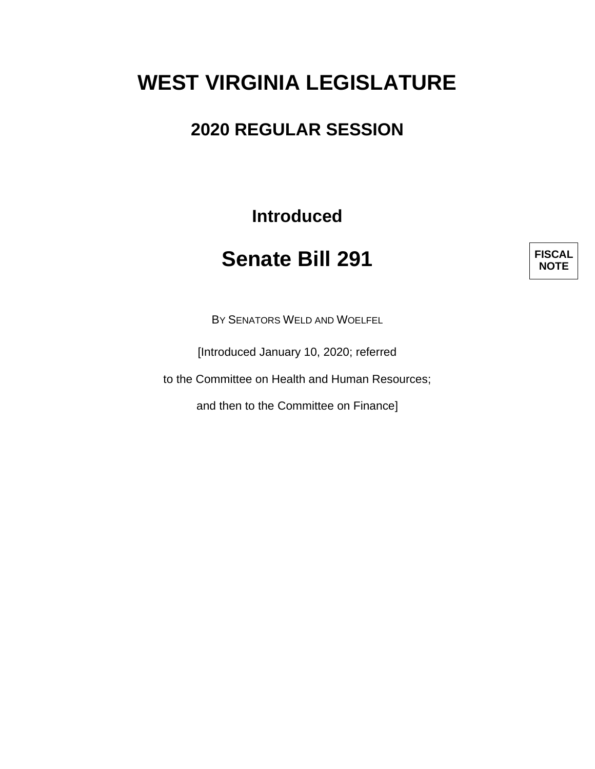# WEST VIRGINIA LEGISLATURE

## 2020 REGULAR SESSION

**Introduced**

# Senate Bill 291

**FISCAL NOTE**

BY SENATORS WELD AND WOELFEL

[Introduced January 10, 2020; referred

to the Committee on Health and Human Resources;

and then to the Committee on Finance]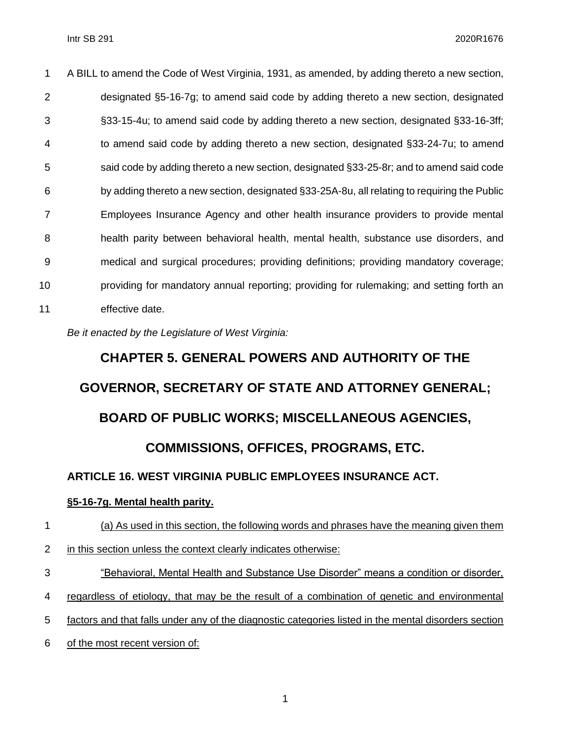A BILL to amend the Code of West Virginia, 1931, as amended, by adding thereto a new section, designated §5-16-7g; to amend said code by adding thereto a new section, designated §33-15-4u; to amend said code by adding thereto a new section, designated §33-16-3ff; to amend said code by adding thereto a new section, designated §33-24-7u; to amend said code by adding thereto a new section, designated §33-25-8r; and to amend said code by adding thereto a new section, designated §33-25A-8u, all relating to requiring the Public Employees Insurance Agency and other health insurance providers to provide mental health parity between behavioral health, mental health, substance use disorders, and medical and surgical procedures; providing definitions; providing mandatory coverage; providing for mandatory annual reporting; providing for rulemaking; and setting forth an effective date.

*Be it enacted by the Legislature of West Virginia:*

# CHAPTER 5. GENERAL POWERS AND AUTHORITY OF THE GOVERNOR, SECRETARY OF STATE AND ATTORNEY GENERAL; BOARD OF PUBLIC WORKS; MISCELLANEOUS AGENCIES, COMMISSIONS, OFFICES, PROGRAMS, ETC.

## ARTICLE 16. WEST VIRGINIA PUBLIC EMPLOYEES INSURANCE ACT.

### §5-16-7g. Mental health parity.

(a) As used in this section, the following words and phrases have the meaning given them in this section unless the context clearly indicates otherwise:

"Behavioral, Mental Health and Substance Use Disorder" means a condition or disorder, regardless of etiology, that may be the result of a combination of genetic and environmental factors and that falls under any of the diagnostic categories listed in the mental disorders section of the most recent version of: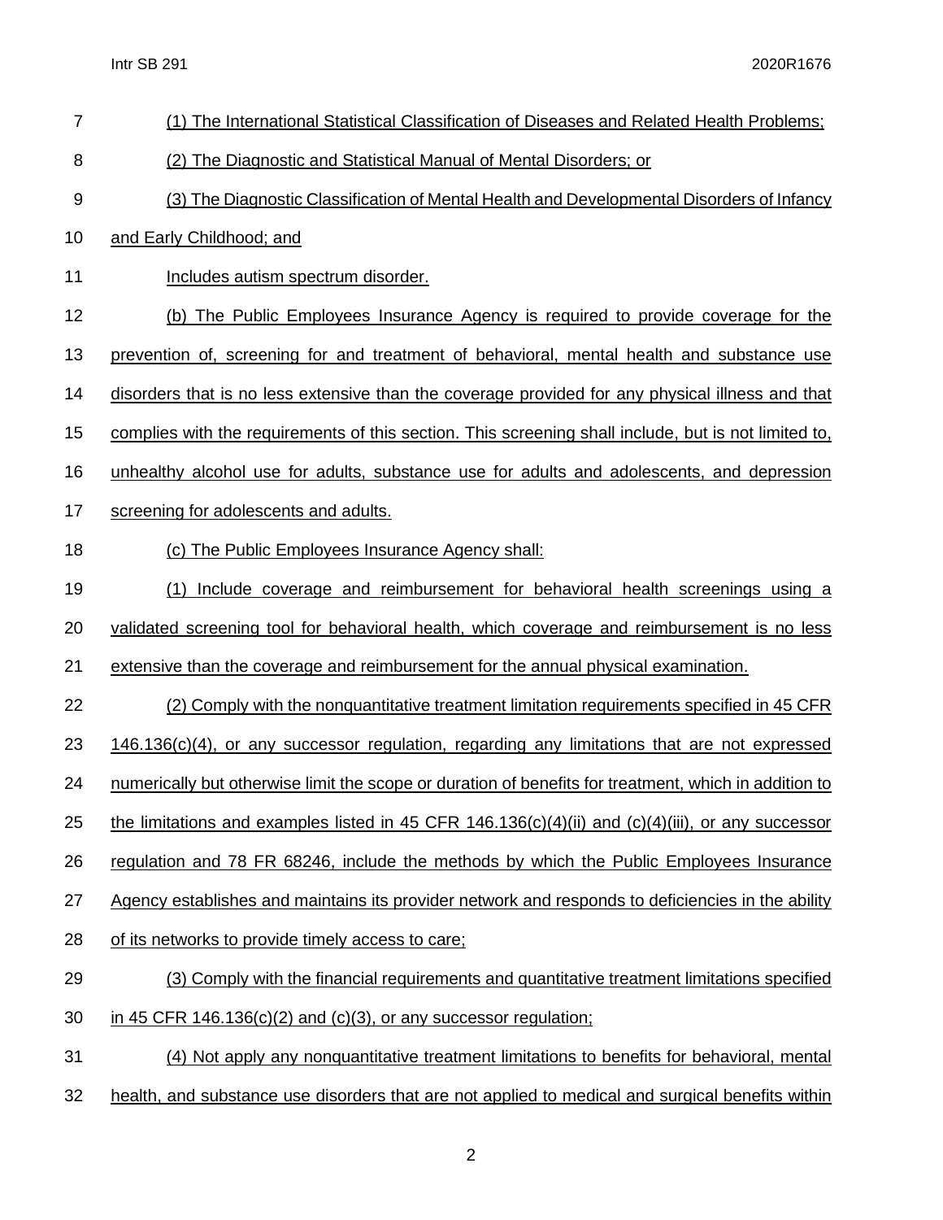(1) The International Statistical Classification of Diseases and Related Health Problems;

(2) The Diagnostic and Statistical Manual of Mental Disorders; or

(3) The Diagnostic Classification of Mental Health and Developmental Disorders of Infancy and Early Childhood; and

Includes autism spectrum disorder.

(b) The Public Employees Insurance Agency is required to provide coverage for the prevention of, screening for and treatment of behavioral, mental health and substance use disorders that is no less extensive than the coverage provided for any physical illness and that complies with the requirements of this section. This screening shall include, but is not limited to, unhealthy alcohol use for adults, substance use for adults and adolescents, and depression screening for adolescents and adults.

(c) The Public Employees Insurance Agency shall:

(1) Include coverage and reimbursement for behavioral health screenings using a validated screening tool for behavioral health, which coverage and reimbursement is no less extensive than the coverage and reimbursement for the annual physical examination.

(2) Comply with the nonquantitative treatment limitation requirements specified in 45 CFR 146.136(c)(4), or any successor regulation, regarding any limitations that are not expressed numerically but otherwise limit the scope or duration of benefits for treatment, which in addition to the limitations and examples listed in 45 CFR 146.136(c)(4)(ii) and (c)(4)(iii), or any successor regulation and 78 FR 68246, include the methods by which the Public Employees Insurance Agency establishes and maintains its provider network and responds to deficiencies in the ability of its networks to provide timely access to care;

(3) Comply with the financial requirements and quantitative treatment limitations specified in 45 CFR 146.136(c)(2) and (c)(3), or any successor regulation;

(4) Not apply any nonquantitative treatment limitations to benefits for behavioral, mental health, and substance use disorders that are not applied to medical and surgical benefits within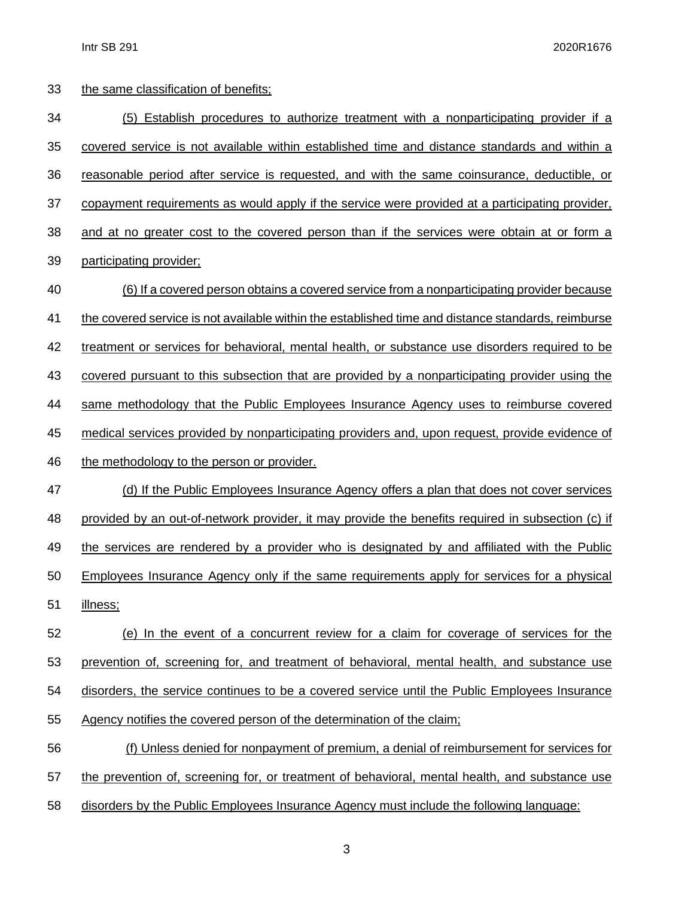the same classification of benefits;

(5) Establish procedures to authorize treatment with a nonparticipating provider if a covered service is not available within established time and distance standards and within a reasonable period after service is requested, and with the same coinsurance, deductible, or copayment requirements as would apply if the service were provided at a participating provider, and at no greater cost to the covered person than if the services were obtain at or form a participating provider;

(6) If a covered person obtains a covered service from a nonparticipating provider because the covered service is not available within the established time and distance standards, reimburse treatment or services for behavioral, mental health, or substance use disorders required to be covered pursuant to this subsection that are provided by a nonparticipating provider using the same methodology that the Public Employees Insurance Agency uses to reimburse covered medical services provided by nonparticipating providers and, upon request, provide evidence of the methodology to the person or provider.

(d) If the Public Employees Insurance Agency offers a plan that does not cover services provided by an out-of-network provider, it may provide the benefits required in subsection (c) if the services are rendered by a provider who is designated by and affiliated with the Public Employees Insurance Agency only if the same requirements apply for services for a physical illness;

(e) In the event of a concurrent review for a claim for coverage of services for the prevention of, screening for, and treatment of behavioral, mental health, and substance use disorders, the service continues to be a covered service until the Public Employees Insurance Agency notifies the covered person of the determination of the claim;

(f) Unless denied for nonpayment of premium, a denial of reimbursement for services for the prevention of, screening for, or treatment of behavioral, mental health, and substance use disorders by the Public Employees Insurance Agency must include the following language: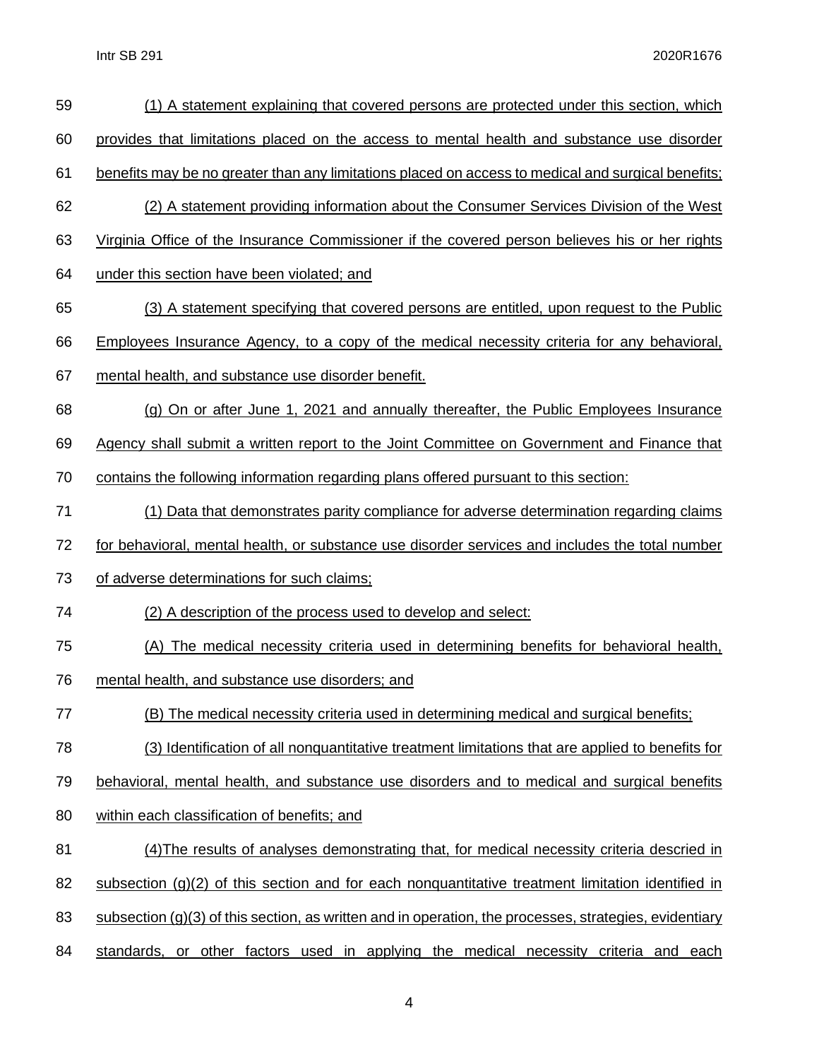(1) A statement explaining that covered persons are protected under this section, which provides that limitations placed on the access to mental health and substance use disorder benefits may be no greater than any limitations placed on access to medical and surgical benefits;

(2) A statement providing information about the Consumer Services Division of the West Virginia Office of the Insurance Commissioner if the covered person believes his or her rights under this section have been violated; and

(3) A statement specifying that covered persons are entitled, upon request to the Public Employees Insurance Agency, to a copy of the medical necessity criteria for any behavioral, mental health, and substance use disorder benefit.

(g) On or after June 1, 2021 and annually thereafter, the Public Employees Insurance Agency shall submit a written report to the Joint Committee on Government and Finance that contains the following information regarding plans offered pursuant to this section:

(1) Data that demonstrates parity compliance for adverse determination regarding claims for behavioral, mental health, or substance use disorder services and includes the total number of adverse determinations for such claims;

(2) A description of the process used to develop and select:

(A) The medical necessity criteria used in determining benefits for behavioral health, mental health, and substance use disorders; and

(B) The medical necessity criteria used in determining medical and surgical benefits;

(3) Identification of all nonquantitative treatment limitations that are applied to benefits for behavioral, mental health, and substance use disorders and to medical and surgical benefits within each classification of benefits; and

(4)The results of analyses demonstrating that, for medical necessity criteria descried in subsection (g)(2) of this section and for each nonquantitative treatment limitation identified in subsection (g)(3) of this section, as written and in operation, the processes, strategies, evidentiary standards, or other factors used in applying the medical necessity criteria and each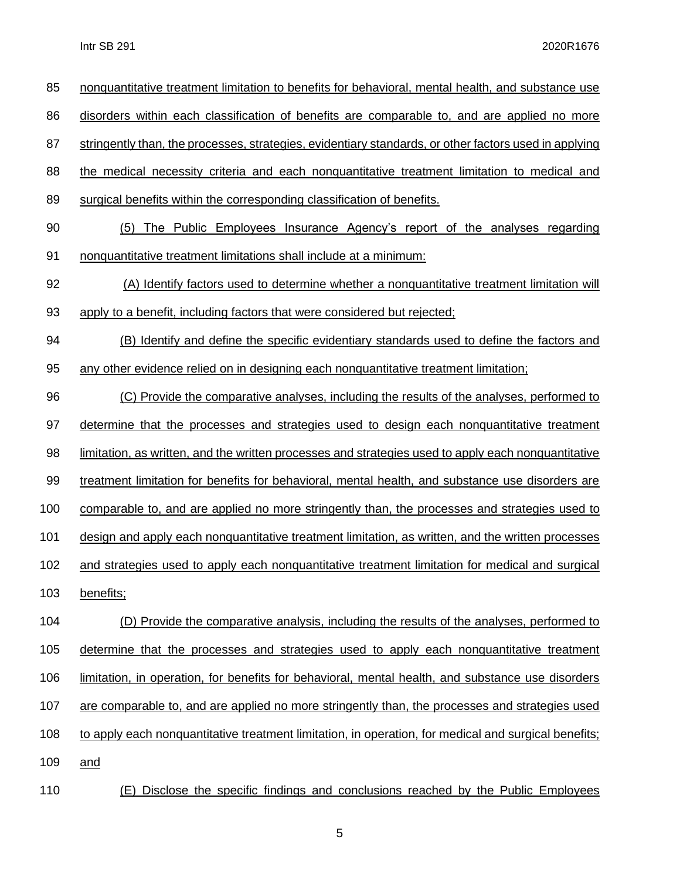nonquantitative treatment limitation to benefits for behavioral, mental health, and substance use disorders within each classification of benefits are comparable to, and are applied no more stringently than, the processes, strategies, evidentiary standards, or other factors used in applying the medical necessity criteria and each nonquantitative treatment limitation to medical and surgical benefits within the corresponding classification of benefits.

(5) The Public Employees Insurance Agency's report of the analyses regarding nonquantitative treatment limitations shall include at a minimum:

(A) Identify factors used to determine whether a nonquantitative treatment limitation will apply to a benefit, including factors that were considered but rejected;

(B) Identify and define the specific evidentiary standards used to define the factors and any other evidence relied on in designing each nonquantitative treatment limitation;

(C) Provide the comparative analyses, including the results of the analyses, performed to determine that the processes and strategies used to design each nonquantitative treatment limitation, as written, and the written processes and strategies used to apply each nonquantitative treatment limitation for benefits for behavioral, mental health, and substance use disorders are comparable to, and are applied no more stringently than, the processes and strategies used to design and apply each nonquantitative treatment limitation, as written, and the written processes and strategies used to apply each nonquantitative treatment limitation for medical and surgical benefits;

(D) Provide the comparative analysis, including the results of the analyses, performed to determine that the processes and strategies used to apply each nonquantitative treatment limitation, in operation, for benefits for behavioral, mental health, and substance use disorders are comparable to, and are applied no more stringently than, the processes and strategies used to apply each nonquantitative treatment limitation, in operation, for medical and surgical benefits; and

(E) Disclose the specific findings and conclusions reached by the Public Employees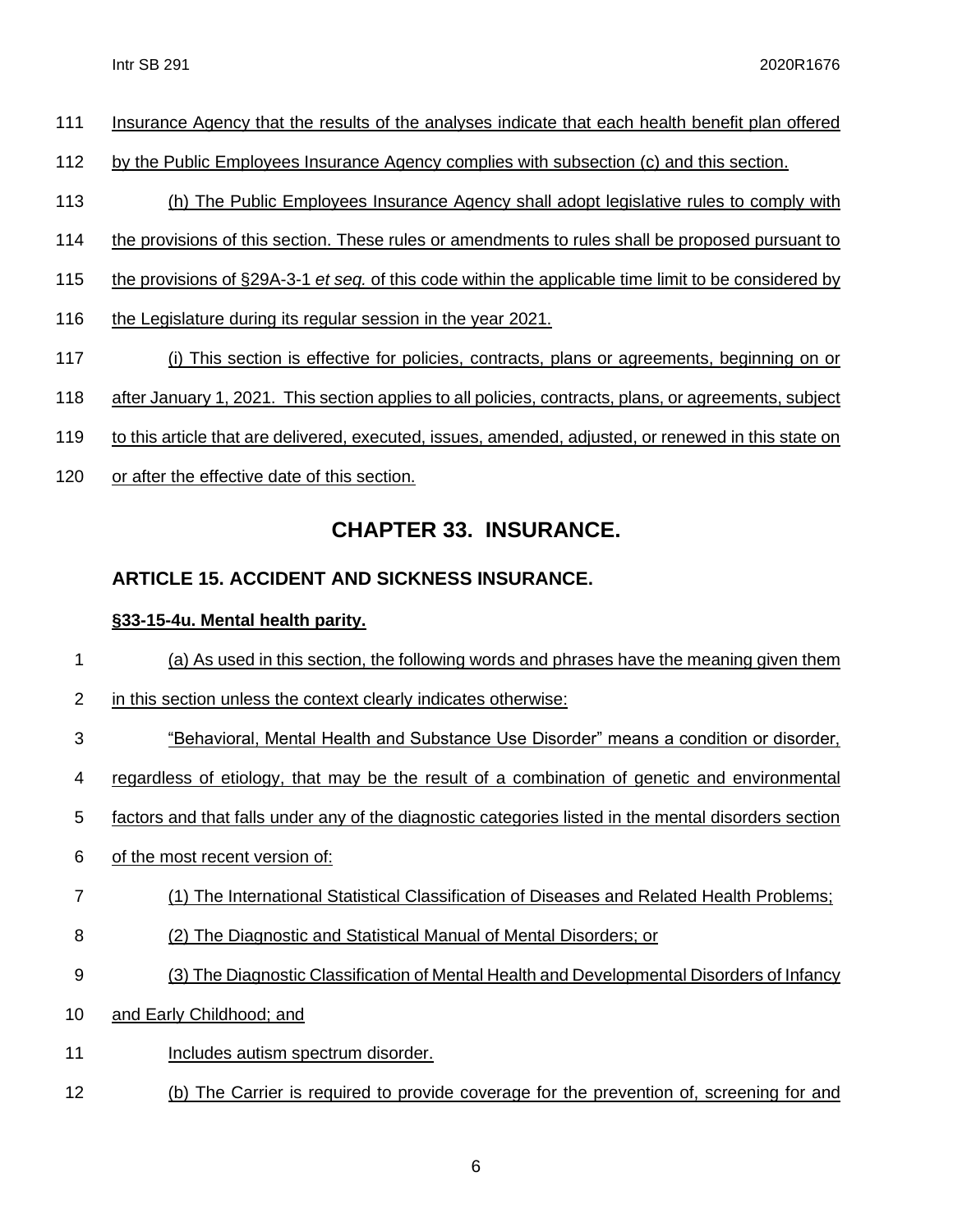Insurance Agency that the results of the analyses indicate that each health benefit plan offered by the Public Employees Insurance Agency complies with subsection (c) and this section.

(h) The Public Employees Insurance Agency shall adopt legislative rules to comply with the provisions of this section. These rules or amendments to rules shall be proposed pursuant to the provisions of §29A-3-1 *et seq.* of this code within the applicable time limit to be considered by the Legislature during its regular session in the year 2021.

(i) This section is effective for policies, contracts, plans or agreements, beginning on or after January 1, 2021. This section applies to all policies, contracts, plans, or agreements, subject to this article that are delivered, executed, issues, amended, adjusted, or renewed in this state on or after the effective date of this section.

## CHAPTER 33. INSURANCE.

### ARTICLE 15. ACCIDENT AND SICKNESS INSURANCE.

**§33-15-4u. Mental health parity.**

(a) As used in this section, the following words and phrases have the meaning given them in this section unless the context clearly indicates otherwise:

"Behavioral, Mental Health and Substance Use Disorder" means a condition or disorder, regardless of etiology, that may be the result of a combination of genetic and environmental factors and that falls under any of the diagnostic categories listed in the mental disorders section of the most recent version of:

(1) The International Statistical Classification of Diseases and Related Health Problems;

(2) The Diagnostic and Statistical Manual of Mental Disorders; or

(3) The Diagnostic Classification of Mental Health and Developmental Disorders of Infancy and Early Childhood; and

Includes autism spectrum disorder.

(b) The Carrier is required to provide coverage for the prevention of, screening for and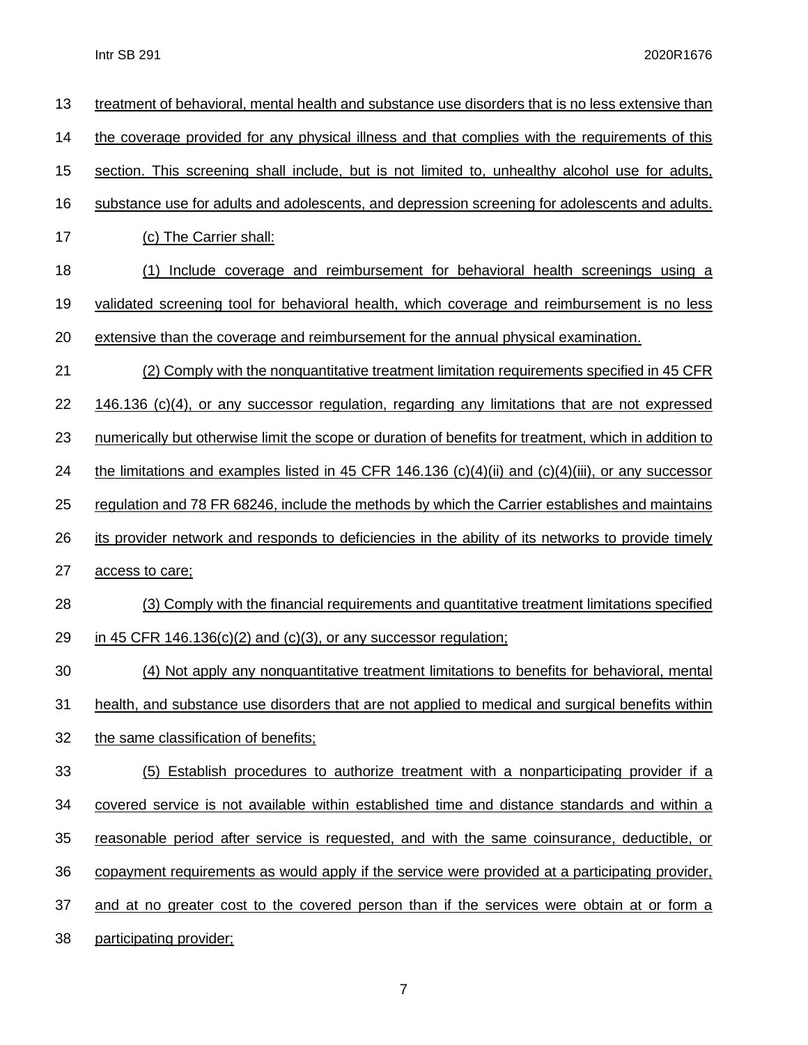treatment of behavioral, mental health and substance use disorders that is no less extensive than the coverage provided for any physical illness and that complies with the requirements of this section. This screening shall include, but is not limited to, unhealthy alcohol use for adults, substance use for adults and adolescents, and depression screening for adolescents and adults.

(c) The Carrier shall:

(1) Include coverage and reimbursement for behavioral health screenings using a validated screening tool for behavioral health, which coverage and reimbursement is no less extensive than the coverage and reimbursement for the annual physical examination.

(2) Comply with the nonquantitative treatment limitation requirements specified in 45 CFR 146.136 (c)(4), or any successor regulation, regarding any limitations that are not expressed numerically but otherwise limit the scope or duration of benefits for treatment, which in addition to the limitations and examples listed in 45 CFR 146.136 (c)(4)(ii) and (c)(4)(iii), or any successor regulation and 78 FR 68246, include the methods by which the Carrier establishes and maintains its provider network and responds to deficiencies in the ability of its networks to provide timely access to care;

(3) Comply with the financial requirements and quantitative treatment limitations specified in 45 CFR 146.136(c)(2) and (c)(3), or any successor regulation;

(4) Not apply any nonquantitative treatment limitations to benefits for behavioral, mental health, and substance use disorders that are not applied to medical and surgical benefits within the same classification of benefits;

(5) Establish procedures to authorize treatment with a nonparticipating provider if a covered service is not available within established time and distance standards and within a reasonable period after service is requested, and with the same coinsurance, deductible, or copayment requirements as would apply if the service were provided at a participating provider, and at no greater cost to the covered person than if the services were obtain at or form a participating provider;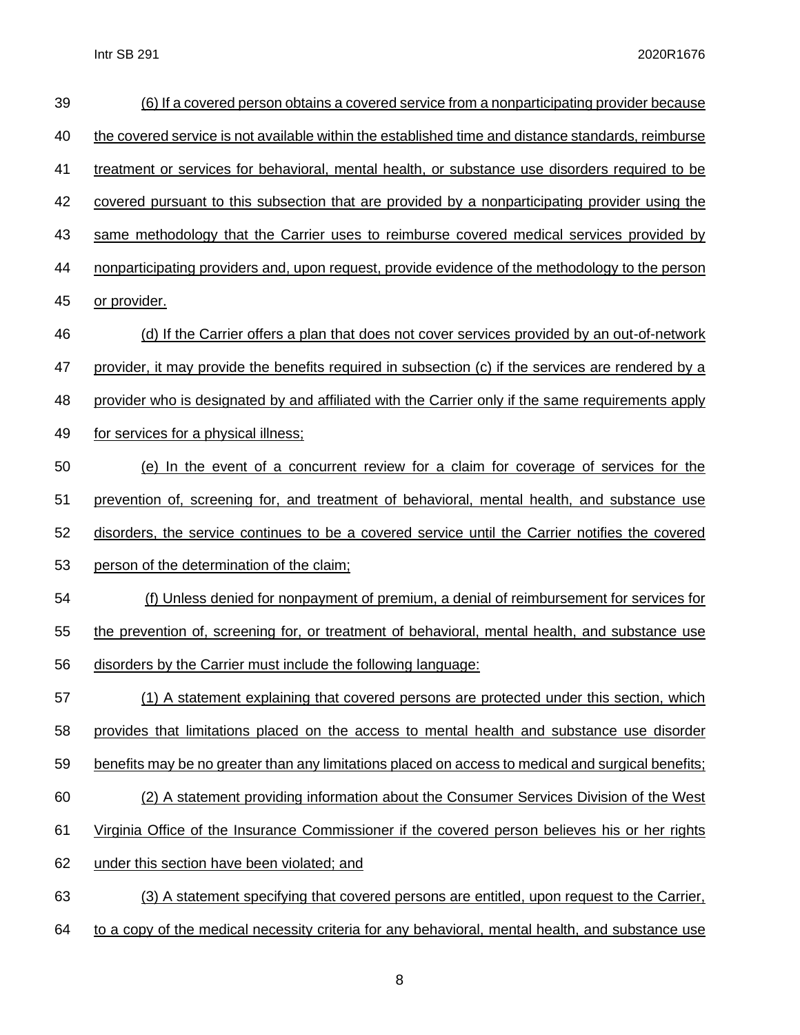(6) If a covered person obtains a covered service from a nonparticipating provider because the covered service is not available within the established time and distance standards, reimburse treatment or services for behavioral, mental health, or substance use disorders required to be covered pursuant to this subsection that are provided by a nonparticipating provider using the same methodology that the Carrier uses to reimburse covered medical services provided by nonparticipating providers and, upon request, provide evidence of the methodology to the person or provider.

(d) If the Carrier offers a plan that does not cover services provided by an out-of-network provider, it may provide the benefits required in subsection (c) if the services are rendered by a provider who is designated by and affiliated with the Carrier only if the same requirements apply for services for a physical illness;

(e) In the event of a concurrent review for a claim for coverage of services for the prevention of, screening for, and treatment of behavioral, mental health, and substance use disorders, the service continues to be a covered service until the Carrier notifies the covered person of the determination of the claim;

(f) Unless denied for nonpayment of premium, a denial of reimbursement for services for the prevention of, screening for, or treatment of behavioral, mental health, and substance use disorders by the Carrier must include the following language:

(1) A statement explaining that covered persons are protected under this section, which provides that limitations placed on the access to mental health and substance use disorder benefits may be no greater than any limitations placed on access to medical and surgical benefits;

(2) A statement providing information about the Consumer Services Division of the West Virginia Office of the Insurance Commissioner if the covered person believes his or her rights under this section have been violated; and

(3) A statement specifying that covered persons are entitled, upon request to the Carrier, to a copy of the medical necessity criteria for any behavioral, mental health, and substance use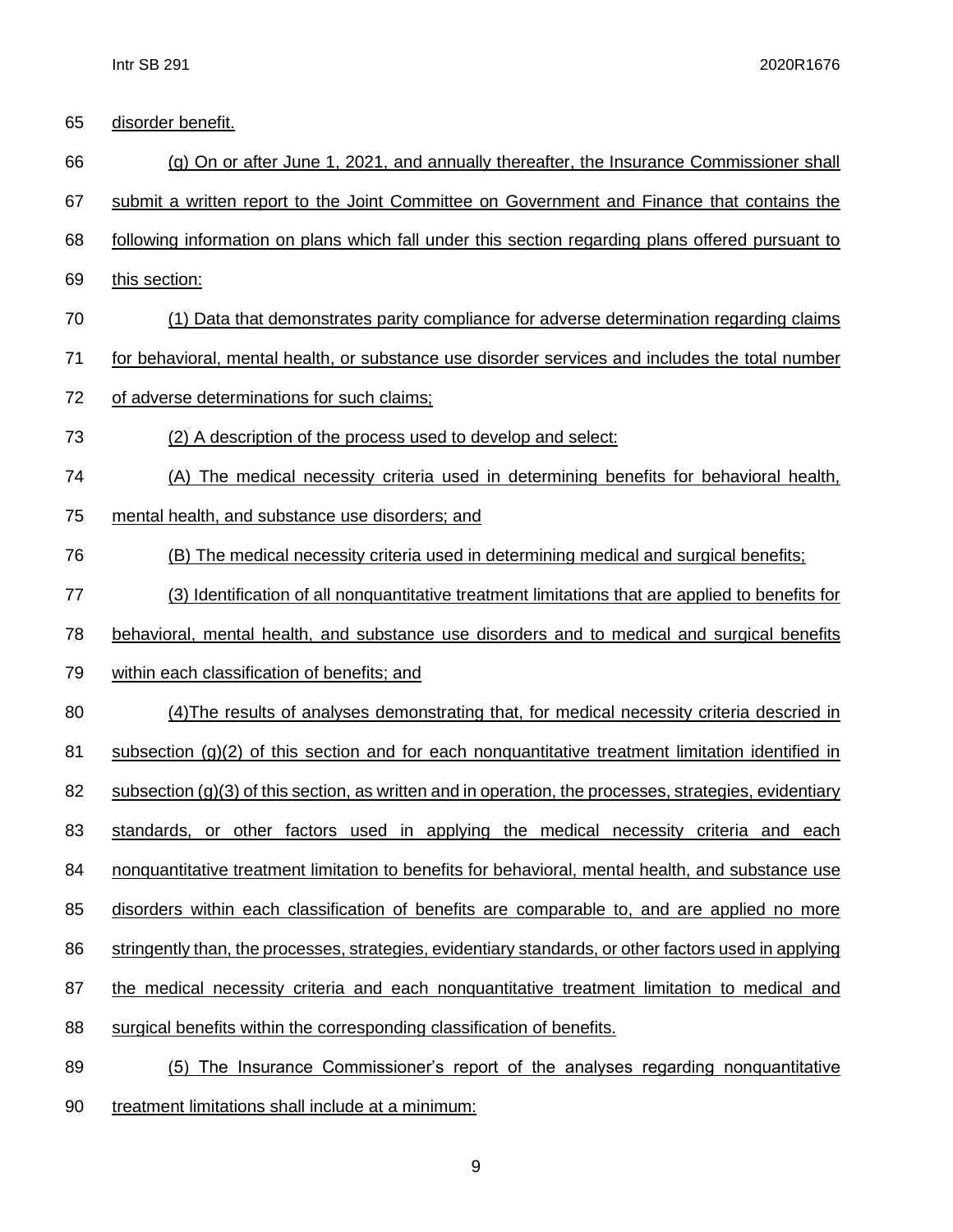disorder benefit.

(g) On or after June 1, 2021, and annually thereafter, the Insurance Commissioner shall submit a written report to the Joint Committee on Government and Finance that contains the following information on plans which fall under this section regarding plans offered pursuant to this section:

(1) Data that demonstrates parity compliance for adverse determination regarding claims for behavioral, mental health, or substance use disorder services and includes the total number of adverse determinations for such claims;

(2) A description of the process used to develop and select:

(A) The medical necessity criteria used in determining benefits for behavioral health, mental health, and substance use disorders; and

(B) The medical necessity criteria used in determining medical and surgical benefits;

(3) Identification of all nonquantitative treatment limitations that are applied to benefits for behavioral, mental health, and substance use disorders and to medical and surgical benefits within each classification of benefits; and

(4)The results of analyses demonstrating that, for medical necessity criteria descried in subsection (g)(2) of this section and for each nonquantitative treatment limitation identified in subsection (g)(3) of this section, as written and in operation, the processes, strategies, evidentiary standards, or other factors used in applying the medical necessity criteria and each nonquantitative treatment limitation to benefits for behavioral, mental health, and substance use disorders within each classification of benefits are comparable to, and are applied no more stringently than, the processes, strategies, evidentiary standards, or other factors used in applying the medical necessity criteria and each nonquantitative treatment limitation to medical and surgical benefits within the corresponding classification of benefits.

(5) The Insurance Commissioner's report of the analyses regarding nonquantitative treatment limitations shall include at a minimum: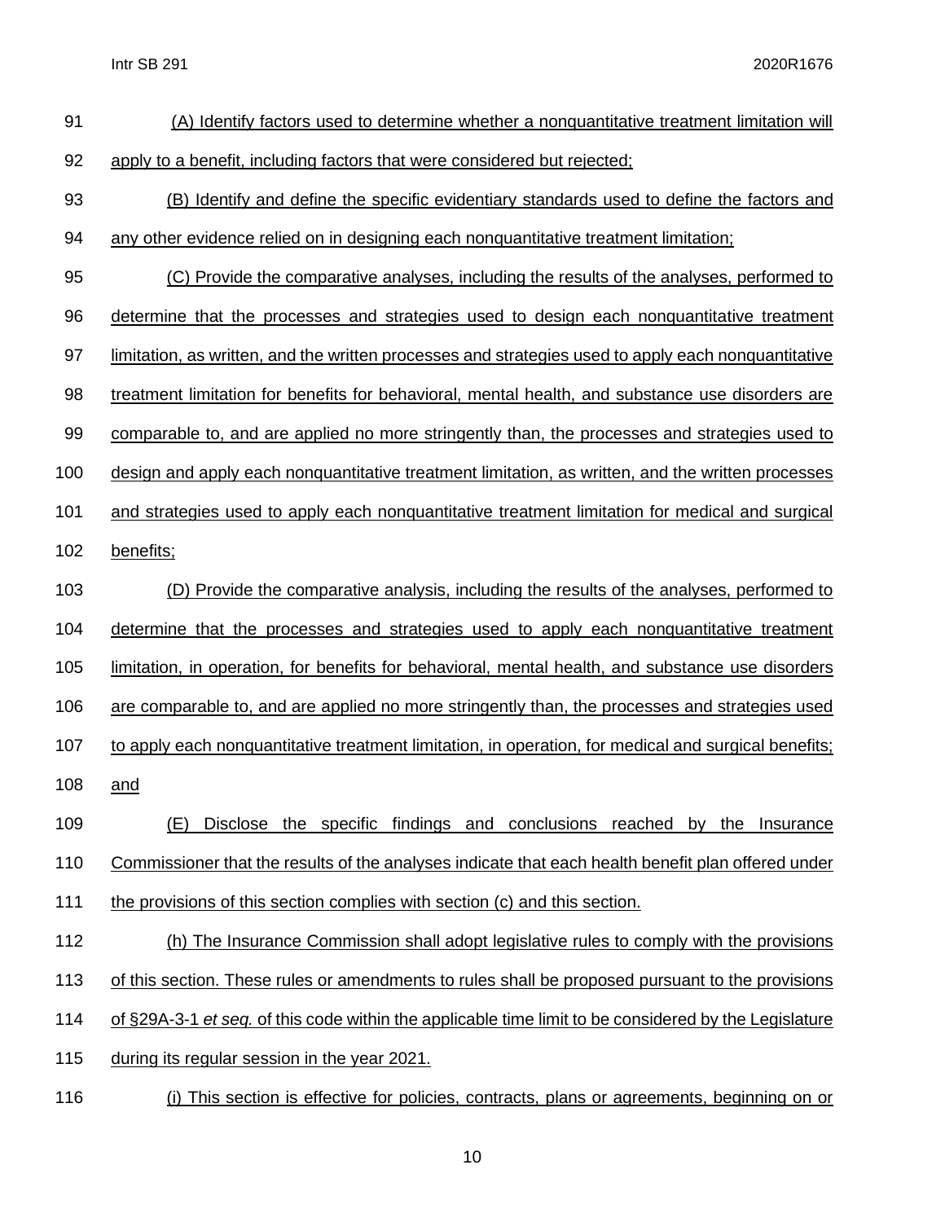(A) Identify factors used to determine whether a nonquantitative treatment limitation will apply to a benefit, including factors that were considered but rejected;

(B) Identify and define the specific evidentiary standards used to define the factors and any other evidence relied on in designing each nonquantitative treatment limitation;

(C) Provide the comparative analyses, including the results of the analyses, performed to determine that the processes and strategies used to design each nonquantitative treatment limitation, as written, and the written processes and strategies used to apply each nonquantitative treatment limitation for benefits for behavioral, mental health, and substance use disorders are comparable to, and are applied no more stringently than, the processes and strategies used to design and apply each nonquantitative treatment limitation, as written, and the written processes and strategies used to apply each nonquantitative treatment limitation for medical and surgical benefits;

(D) Provide the comparative analysis, including the results of the analyses, performed to determine that the processes and strategies used to apply each nonquantitative treatment limitation, in operation, for benefits for behavioral, mental health, and substance use disorders are comparable to, and are applied no more stringently than, the processes and strategies used to apply each nonquantitative treatment limitation, in operation, for medical and surgical benefits; and

(E) Disclose the specific findings and conclusions reached by the Insurance Commissioner that the results of the analyses indicate that each health benefit plan offered under the provisions of this section complies with section (c) and this section.

(h) The Insurance Commission shall adopt legislative rules to comply with the provisions of this section. These rules or amendments to rules shall be proposed pursuant to the provisions of §29A-3-1 *et seq.* of this code within the applicable time limit to be considered by the Legislature during its regular session in the year 2021.

(i) This section is effective for policies, contracts, plans or agreements, beginning on or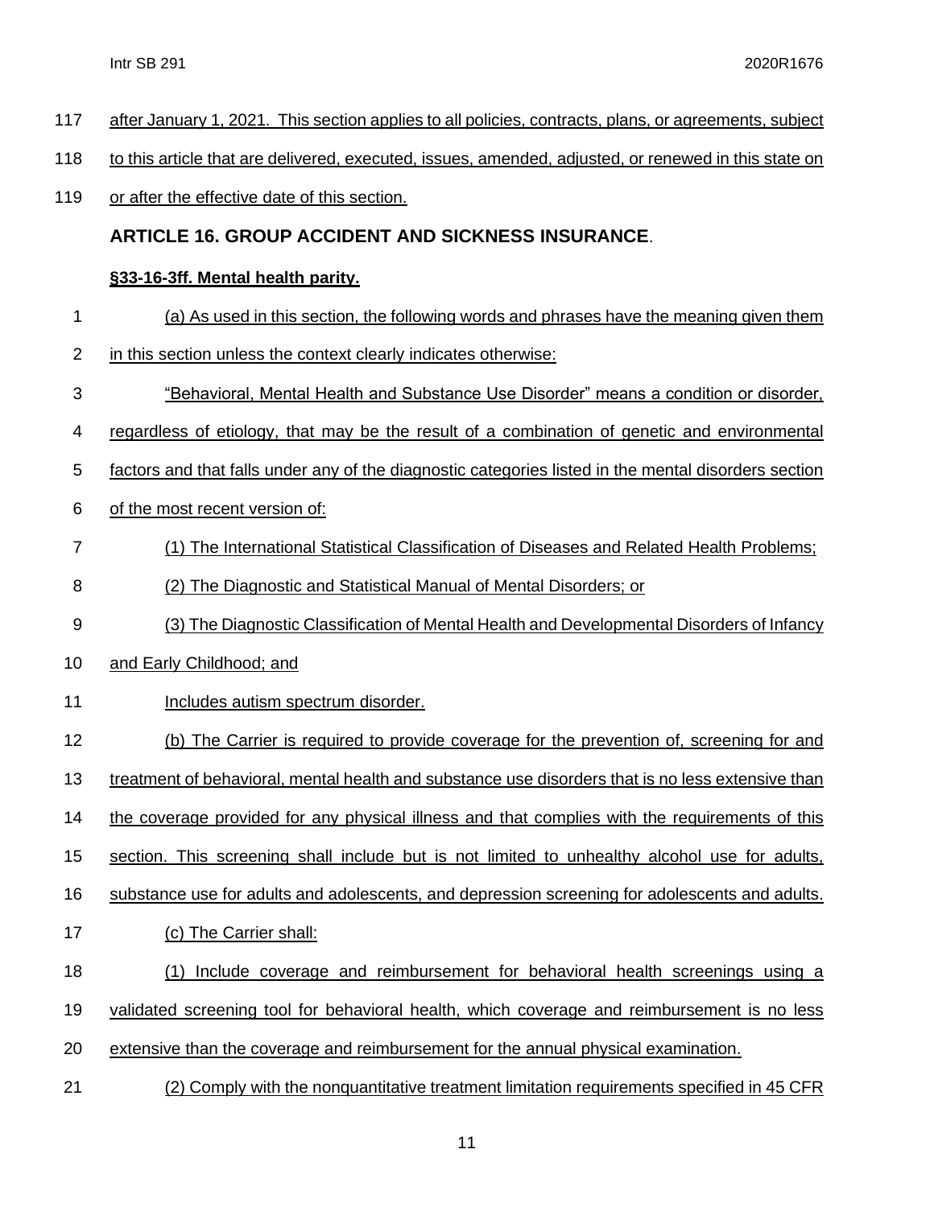after January 1, 2021. This section applies to all policies, contracts, plans, or agreements, subject to this article that are delivered, executed, issues, amended, adjusted, or renewed in this state on or after the effective date of this section.

## ARTICLE 16. GROUP ACCIDENT AND SICKNESS INSURANCE.

### §33-16-3ff. Mental health parity.

(a) As used in this section, the following words and phrases have the meaning given them in this section unless the context clearly indicates otherwise:

"Behavioral, Mental Health and Substance Use Disorder" means a condition or disorder, regardless of etiology, that may be the result of a combination of genetic and environmental factors and that falls under any of the diagnostic categories listed in the mental disorders section of the most recent version of:

(1) The International Statistical Classification of Diseases and Related Health Problems;

(2) The Diagnostic and Statistical Manual of Mental Disorders; or

(3) The Diagnostic Classification of Mental Health and Developmental Disorders of Infancy and Early Childhood; and

Includes autism spectrum disorder.

(b) The Carrier is required to provide coverage for the prevention of, screening for and treatment of behavioral, mental health and substance use disorders that is no less extensive than the coverage provided for any physical illness and that complies with the requirements of this section. This screening shall include but is not limited to unhealthy alcohol use for adults, substance use for adults and adolescents, and depression screening for adolescents and adults.

(c) The Carrier shall:

(1) Include coverage and reimbursement for behavioral health screenings using a validated screening tool for behavioral health, which coverage and reimbursement is no less extensive than the coverage and reimbursement for the annual physical examination.

(2) Comply with the nonquantitative treatment limitation requirements specified in 45 CFR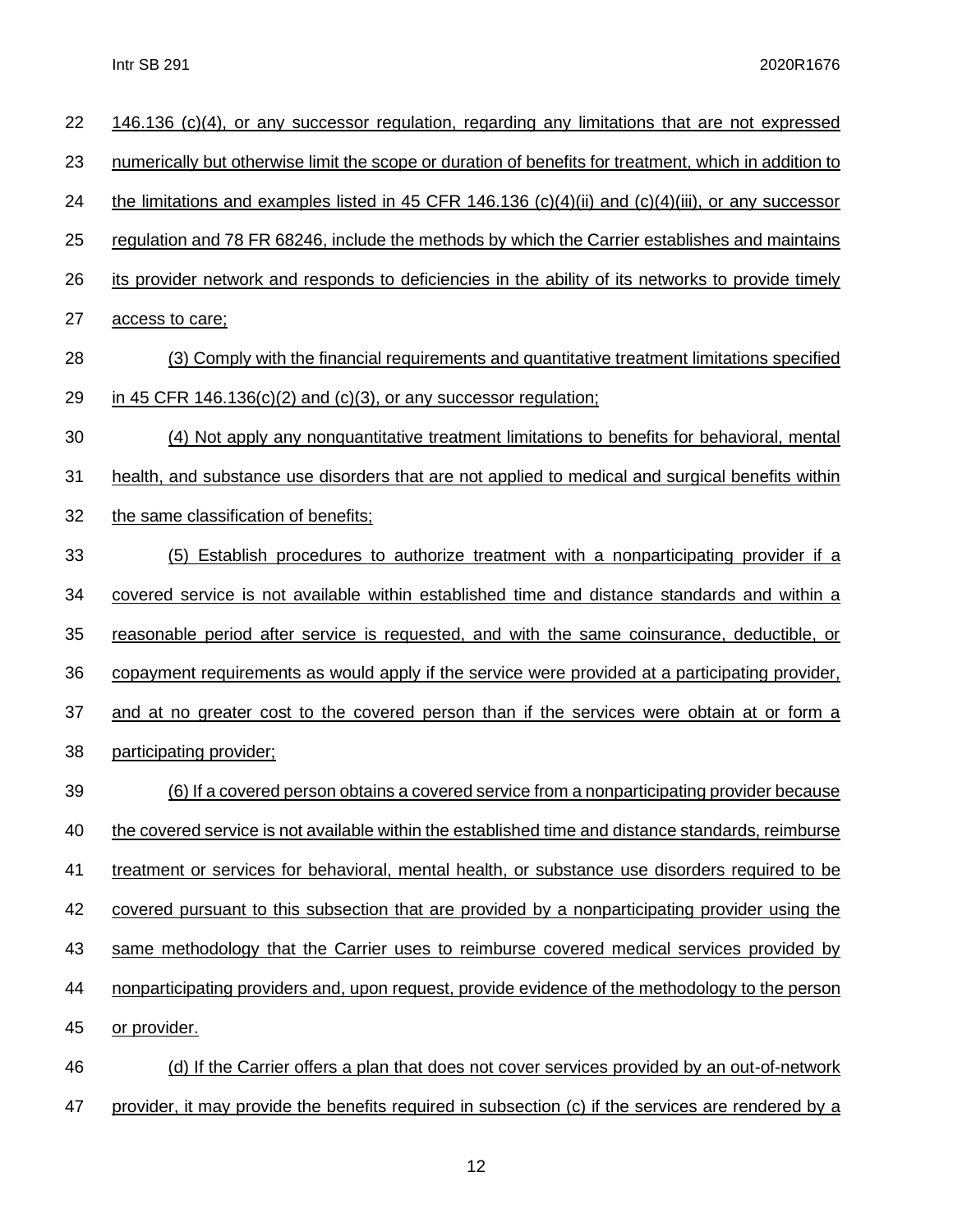146.136 (c)(4), or any successor regulation, regarding any limitations that are not expressed numerically but otherwise limit the scope or duration of benefits for treatment, which in addition to the limitations and examples listed in 45 CFR 146.136 (c)(4)(ii) and (c)(4)(iii), or any successor regulation and 78 FR 68246, include the methods by which the Carrier establishes and maintains its provider network and responds to deficiencies in the ability of its networks to provide timely access to care;

(3) Comply with the financial requirements and quantitative treatment limitations specified in 45 CFR 146.136(c)(2) and (c)(3), or any successor regulation;

(4) Not apply any nonquantitative treatment limitations to benefits for behavioral, mental health, and substance use disorders that are not applied to medical and surgical benefits within the same classification of benefits;

(5) Establish procedures to authorize treatment with a nonparticipating provider if a covered service is not available within established time and distance standards and within a reasonable period after service is requested, and with the same coinsurance, deductible, or copayment requirements as would apply if the service were provided at a participating provider, and at no greater cost to the covered person than if the services were obtain at or form a participating provider;

(6) If a covered person obtains a covered service from a nonparticipating provider because the covered service is not available within the established time and distance standards, reimburse treatment or services for behavioral, mental health, or substance use disorders required to be covered pursuant to this subsection that are provided by a nonparticipating provider using the same methodology that the Carrier uses to reimburse covered medical services provided by nonparticipating providers and, upon request, provide evidence of the methodology to the person or provider.

(d) If the Carrier offers a plan that does not cover services provided by an out-of-network provider, it may provide the benefits required in subsection (c) if the services are rendered by a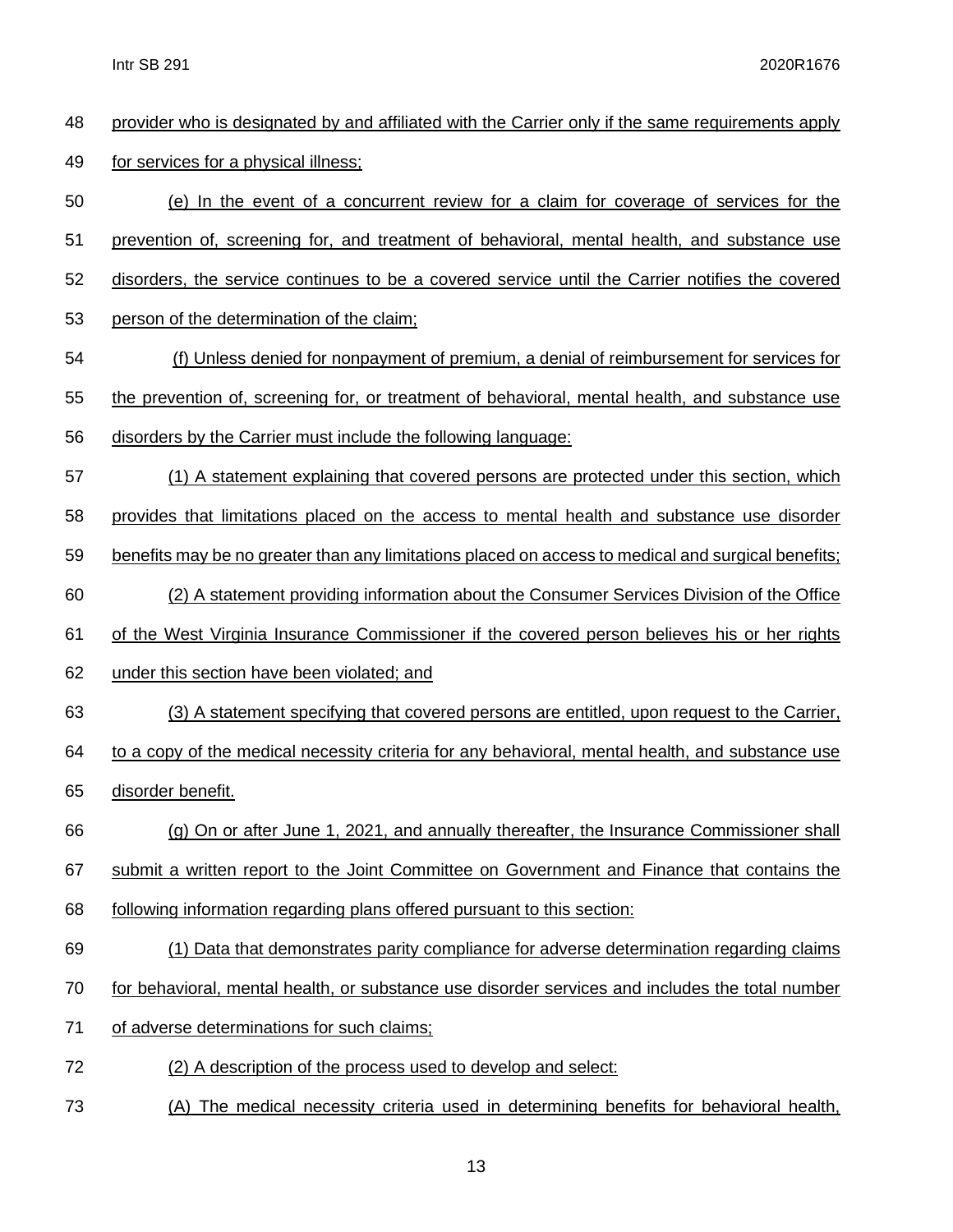provider who is designated by and affiliated with the Carrier only if the same requirements apply for services for a physical illness;

(e) In the event of a concurrent review for a claim for coverage of services for the prevention of, screening for, and treatment of behavioral, mental health, and substance use disorders, the service continues to be a covered service until the Carrier notifies the covered person of the determination of the claim;

(f) Unless denied for nonpayment of premium, a denial of reimbursement for services for the prevention of, screening for, or treatment of behavioral, mental health, and substance use disorders by the Carrier must include the following language:

(1) A statement explaining that covered persons are protected under this section, which provides that limitations placed on the access to mental health and substance use disorder benefits may be no greater than any limitations placed on access to medical and surgical benefits;

(2) A statement providing information about the Consumer Services Division of the Office of the West Virginia Insurance Commissioner if the covered person believes his or her rights under this section have been violated; and

(3) A statement specifying that covered persons are entitled, upon request to the Carrier, to a copy of the medical necessity criteria for any behavioral, mental health, and substance use disorder benefit.

(g) On or after June 1, 2021, and annually thereafter, the Insurance Commissioner shall submit a written report to the Joint Committee on Government and Finance that contains the following information regarding plans offered pursuant to this section:

(1) Data that demonstrates parity compliance for adverse determination regarding claims for behavioral, mental health, or substance use disorder services and includes the total number of adverse determinations for such claims;

(2) A description of the process used to develop and select:

(A) The medical necessity criteria used in determining benefits for behavioral health,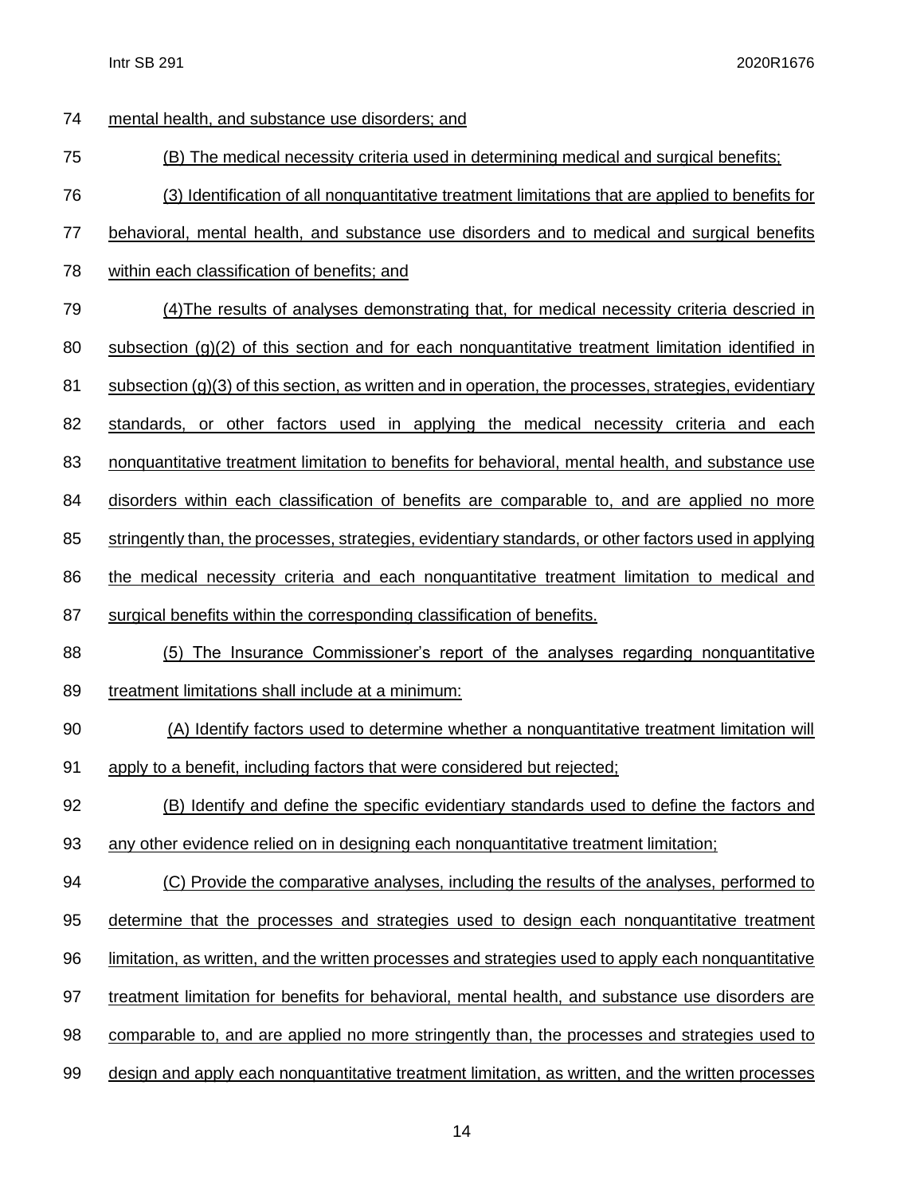mental health, and substance use disorders; and

(B) The medical necessity criteria used in determining medical and surgical benefits;

(3) Identification of all nonquantitative treatment limitations that are applied to benefits for behavioral, mental health, and substance use disorders and to medical and surgical benefits within each classification of benefits; and

(4)The results of analyses demonstrating that, for medical necessity criteria descried in subsection (g)(2) of this section and for each nonquantitative treatment limitation identified in subsection (g)(3) of this section, as written and in operation, the processes, strategies, evidentiary standards, or other factors used in applying the medical necessity criteria and each nonquantitative treatment limitation to benefits for behavioral, mental health, and substance use disorders within each classification of benefits are comparable to, and are applied no more stringently than, the processes, strategies, evidentiary standards, or other factors used in applying the medical necessity criteria and each nonquantitative treatment limitation to medical and surgical benefits within the corresponding classification of benefits.

(5) The Insurance Commissioner's report of the analyses regarding nonquantitative treatment limitations shall include at a minimum:

(A) Identify factors used to determine whether a nonquantitative treatment limitation will apply to a benefit, including factors that were considered but rejected;

(B) Identify and define the specific evidentiary standards used to define the factors and any other evidence relied on in designing each nonquantitative treatment limitation;

(C) Provide the comparative analyses, including the results of the analyses, performed to determine that the processes and strategies used to design each nonquantitative treatment limitation, as written, and the written processes and strategies used to apply each nonquantitative treatment limitation for benefits for behavioral, mental health, and substance use disorders are comparable to, and are applied no more stringently than, the processes and strategies used to design and apply each nonquantitative treatment limitation, as written, and the written processes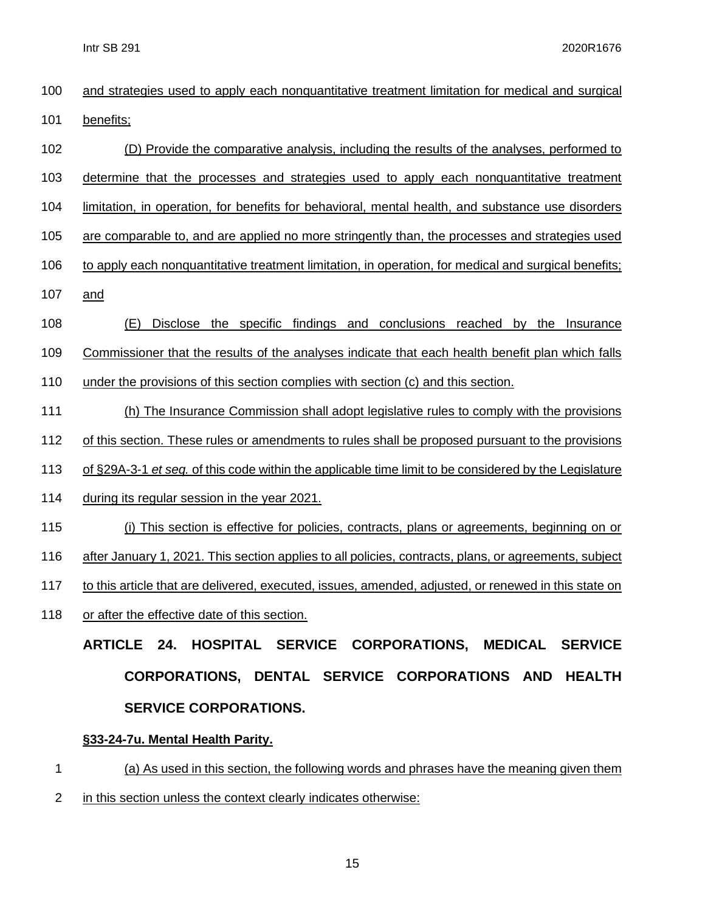and strategies used to apply each nonquantitative treatment limitation for medical and surgical benefits;

(D) Provide the comparative analysis, including the results of the analyses, performed to determine that the processes and strategies used to apply each nonquantitative treatment limitation, in operation, for benefits for behavioral, mental health, and substance use disorders are comparable to, and are applied no more stringently than, the processes and strategies used to apply each nonquantitative treatment limitation, in operation, for medical and surgical benefits; and

(E) Disclose the specific findings and conclusions reached by the Insurance Commissioner that the results of the analyses indicate that each health benefit plan which falls under the provisions of this section complies with section (c) and this section.

(h) The Insurance Commission shall adopt legislative rules to comply with the provisions of this section. These rules or amendments to rules shall be proposed pursuant to the provisions of §29A-3-1 *et seq.* of this code within the applicable time limit to be considered by the Legislature during its regular session in the year 2021.

(i) This section is effective for policies, contracts, plans or agreements, beginning on or after January 1, 2021. This section applies to all policies, contracts, plans, or agreements, subject to this article that are delivered, executed, issues, amended, adjusted, or renewed in this state on or after the effective date of this section.

## ARTICLE 24. HOSPITAL SERVICE CORPORATIONS, MEDICAL SERVICE CORPORATIONS, DENTAL SERVICE CORPORATIONS AND HEALTH SERVICE CORPORATIONS.

### §33-24-7u. Mental Health Parity.

(a) As used in this section, the following words and phrases have the meaning given them in this section unless the context clearly indicates otherwise: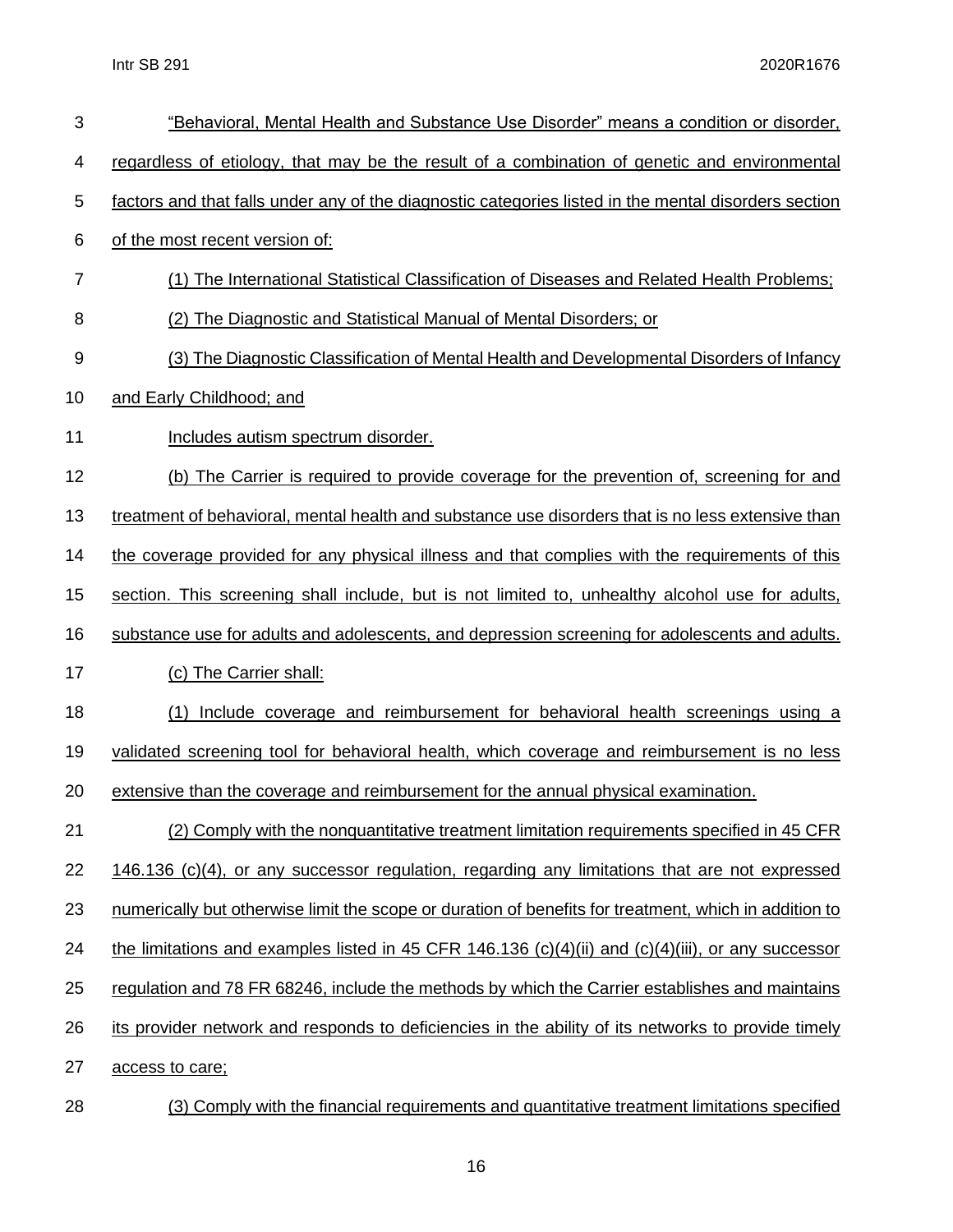"Behavioral, Mental Health and Substance Use Disorder" means a condition or disorder, regardless of etiology, that may be the result of a combination of genetic and environmental factors and that falls under any of the diagnostic categories listed in the mental disorders section of the most recent version of:

(1) The International Statistical Classification of Diseases and Related Health Problems;

(2) The Diagnostic and Statistical Manual of Mental Disorders; or

(3) The Diagnostic Classification of Mental Health and Developmental Disorders of Infancy and Early Childhood; and

Includes autism spectrum disorder.

(b) The Carrier is required to provide coverage for the prevention of, screening for and treatment of behavioral, mental health and substance use disorders that is no less extensive than the coverage provided for any physical illness and that complies with the requirements of this section. This screening shall include, but is not limited to, unhealthy alcohol use for adults, substance use for adults and adolescents, and depression screening for adolescents and adults.

(c) The Carrier shall:

(1) Include coverage and reimbursement for behavioral health screenings using a validated screening tool for behavioral health, which coverage and reimbursement is no less extensive than the coverage and reimbursement for the annual physical examination.

(2) Comply with the nonquantitative treatment limitation requirements specified in 45 CFR 146.136 (c)(4), or any successor regulation, regarding any limitations that are not expressed numerically but otherwise limit the scope or duration of benefits for treatment, which in addition to the limitations and examples listed in 45 CFR 146.136 (c)(4)(ii) and (c)(4)(iii), or any successor regulation and 78 FR 68246, include the methods by which the Carrier establishes and maintains its provider network and responds to deficiencies in the ability of its networks to provide timely access to care;

(3) Comply with the financial requirements and quantitative treatment limitations specified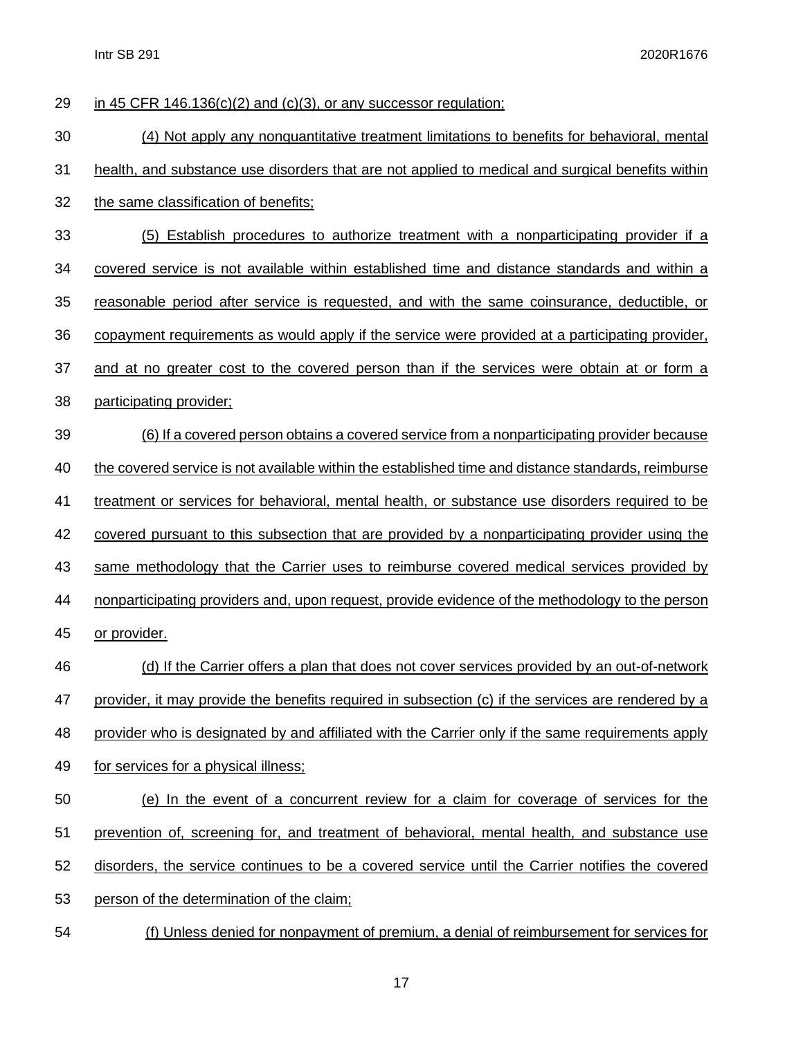in 45 CFR 146.136(c)(2) and (c)(3), or any successor regulation;

(4) Not apply any nonquantitative treatment limitations to benefits for behavioral, mental health, and substance use disorders that are not applied to medical and surgical benefits within the same classification of benefits;

(5) Establish procedures to authorize treatment with a nonparticipating provider if a covered service is not available within established time and distance standards and within a reasonable period after service is requested, and with the same coinsurance, deductible, or copayment requirements as would apply if the service were provided at a participating provider, and at no greater cost to the covered person than if the services were obtain at or form a participating provider;

(6) If a covered person obtains a covered service from a nonparticipating provider because the covered service is not available within the established time and distance standards, reimburse treatment or services for behavioral, mental health, or substance use disorders required to be covered pursuant to this subsection that are provided by a nonparticipating provider using the same methodology that the Carrier uses to reimburse covered medical services provided by nonparticipating providers and, upon request, provide evidence of the methodology to the person or provider.

(d) If the Carrier offers a plan that does not cover services provided by an out-of-network provider, it may provide the benefits required in subsection (c) if the services are rendered by a provider who is designated by and affiliated with the Carrier only if the same requirements apply for services for a physical illness;

(e) In the event of a concurrent review for a claim for coverage of services for the prevention of, screening for, and treatment of behavioral, mental health, and substance use disorders, the service continues to be a covered service until the Carrier notifies the covered person of the determination of the claim;

(f) Unless denied for nonpayment of premium, a denial of reimbursement for services for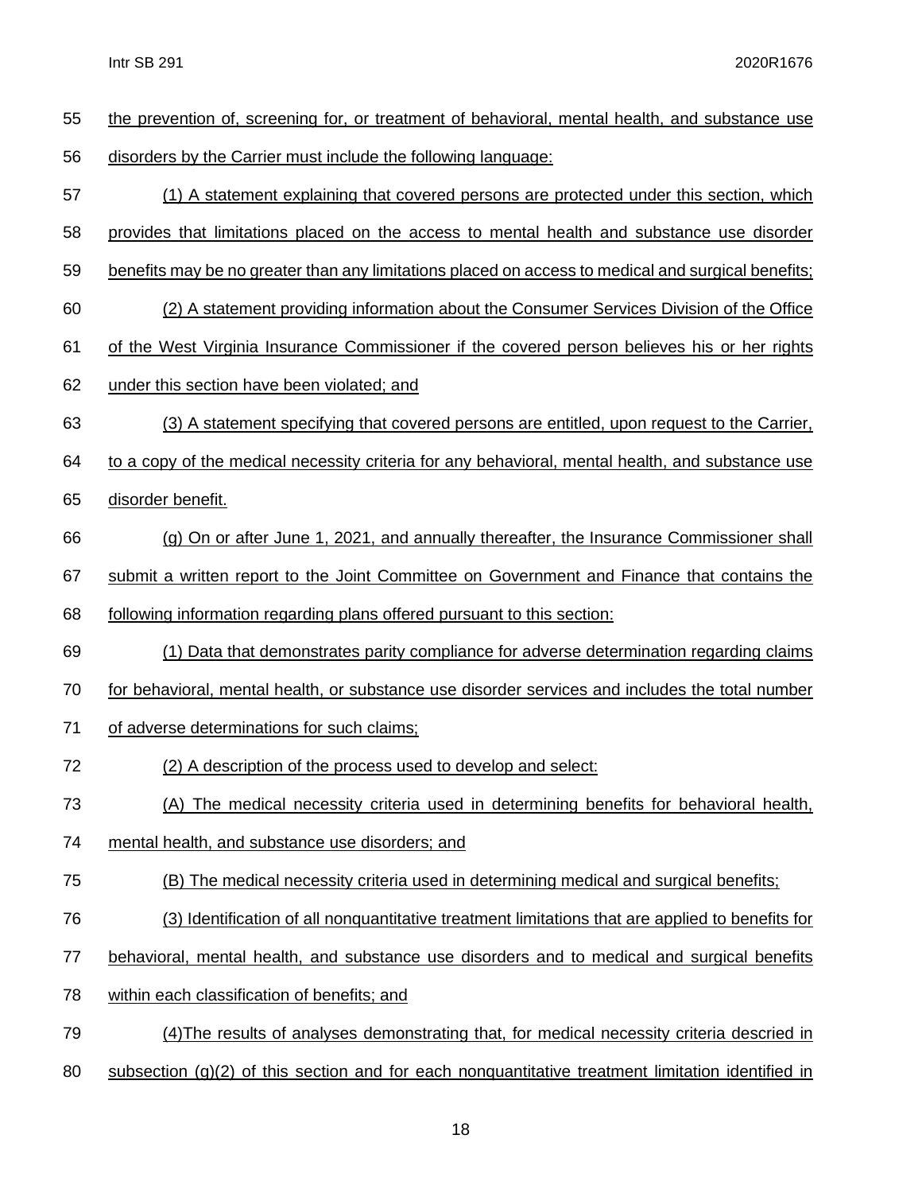the prevention of, screening for, or treatment of behavioral, mental health, and substance use disorders by the Carrier must include the following language:

(1) A statement explaining that covered persons are protected under this section, which provides that limitations placed on the access to mental health and substance use disorder benefits may be no greater than any limitations placed on access to medical and surgical benefits;

(2) A statement providing information about the Consumer Services Division of the Office of the West Virginia Insurance Commissioner if the covered person believes his or her rights under this section have been violated; and

(3) A statement specifying that covered persons are entitled, upon request to the Carrier, to a copy of the medical necessity criteria for any behavioral, mental health, and substance use disorder benefit.

(g) On or after June 1, 2021, and annually thereafter, the Insurance Commissioner shall submit a written report to the Joint Committee on Government and Finance that contains the following information regarding plans offered pursuant to this section:

(1) Data that demonstrates parity compliance for adverse determination regarding claims for behavioral, mental health, or substance use disorder services and includes the total number of adverse determinations for such claims;

(2) A description of the process used to develop and select:

(A) The medical necessity criteria used in determining benefits for behavioral health, mental health, and substance use disorders; and

(B) The medical necessity criteria used in determining medical and surgical benefits;

(3) Identification of all nonquantitative treatment limitations that are applied to benefits for behavioral, mental health, and substance use disorders and to medical and surgical benefits within each classification of benefits; and

(4)The results of analyses demonstrating that, for medical necessity criteria descried in subsection (g)(2) of this section and for each nonquantitative treatment limitation identified in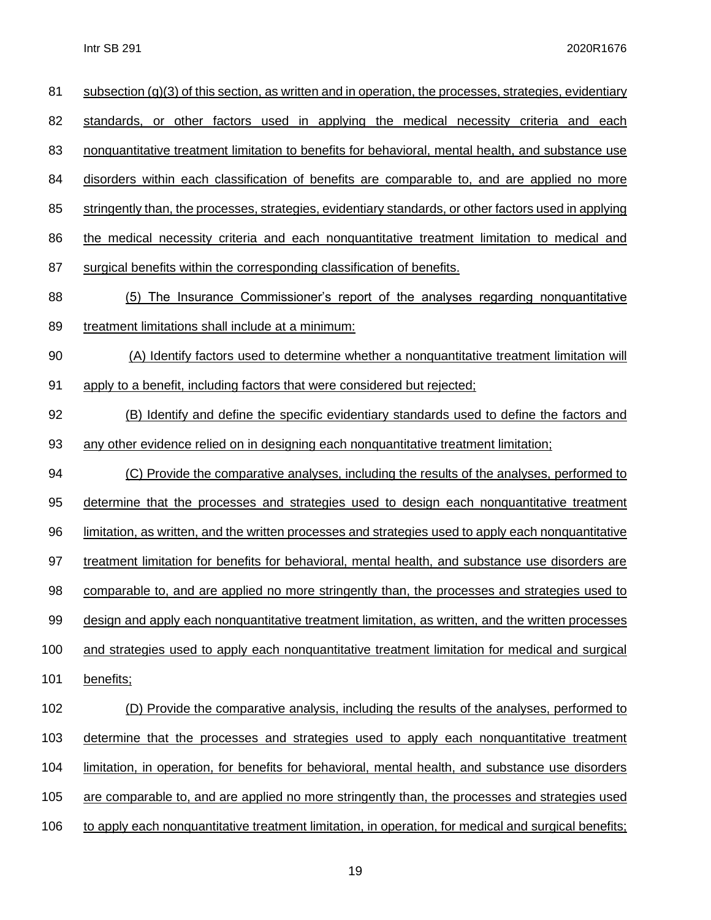subsection (g)(3) of this section, as written and in operation, the processes, strategies, evidentiary standards, or other factors used in applying the medical necessity criteria and each nonquantitative treatment limitation to benefits for behavioral, mental health, and substance use disorders within each classification of benefits are comparable to, and are applied no more stringently than, the processes, strategies, evidentiary standards, or other factors used in applying the medical necessity criteria and each nonquantitative treatment limitation to medical and surgical benefits within the corresponding classification of benefits.

(5) The Insurance Commissioner's report of the analyses regarding nonquantitative treatment limitations shall include at a minimum:

(A) Identify factors used to determine whether a nonquantitative treatment limitation will apply to a benefit, including factors that were considered but rejected;

(B) Identify and define the specific evidentiary standards used to define the factors and any other evidence relied on in designing each nonquantitative treatment limitation;

(C) Provide the comparative analyses, including the results of the analyses, performed to determine that the processes and strategies used to design each nonquantitative treatment limitation, as written, and the written processes and strategies used to apply each nonquantitative treatment limitation for benefits for behavioral, mental health, and substance use disorders are comparable to, and are applied no more stringently than, the processes and strategies used to design and apply each nonquantitative treatment limitation, as written, and the written processes and strategies used to apply each nonquantitative treatment limitation for medical and surgical benefits;

(D) Provide the comparative analysis, including the results of the analyses, performed to determine that the processes and strategies used to apply each nonquantitative treatment limitation, in operation, for benefits for behavioral, mental health, and substance use disorders are comparable to, and are applied no more stringently than, the processes and strategies used to apply each nonquantitative treatment limitation, in operation, for medical and surgical benefits;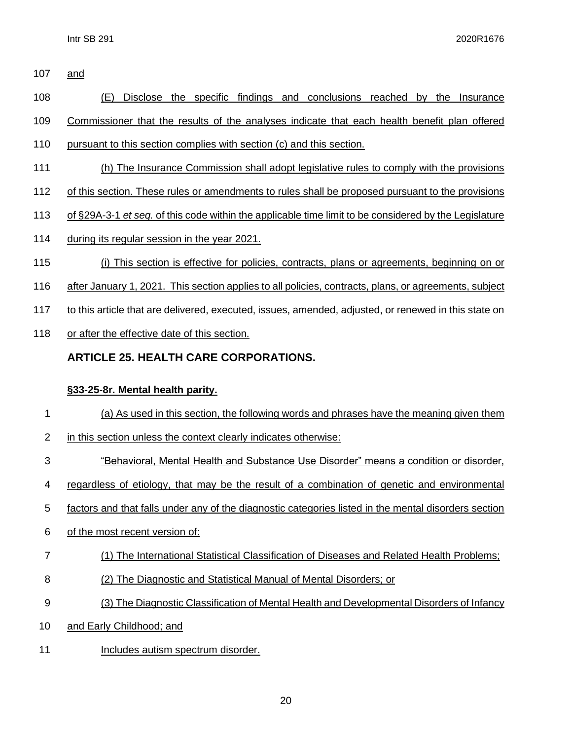and

(E) Disclose the specific findings and conclusions reached by the Insurance Commissioner that the results of the analyses indicate that each health benefit plan offered pursuant to this section complies with section (c) and this section.

(h) The Insurance Commission shall adopt legislative rules to comply with the provisions of this section. These rules or amendments to rules shall be proposed pursuant to the provisions of §29A-3-1 *et seq.* of this code within the applicable time limit to be considered by the Legislature during its regular session in the year 2021.

(i) This section is effective for policies, contracts, plans or agreements, beginning on or after January 1, 2021. This section applies to all policies, contracts, plans, or agreements, subject to this article that are delivered, executed, issues, amended, adjusted, or renewed in this state on or after the effective date of this section.

## ARTICLE 25. HEALTH CARE CORPORATIONS.

### §33-25-8r. Mental health parity.

(a) As used in this section, the following words and phrases have the meaning given them in this section unless the context clearly indicates otherwise:

"Behavioral, Mental Health and Substance Use Disorder" means a condition or disorder, regardless of etiology, that may be the result of a combination of genetic and environmental factors and that falls under any of the diagnostic categories listed in the mental disorders section of the most recent version of:

(1) The International Statistical Classification of Diseases and Related Health Problems;

(2) The Diagnostic and Statistical Manual of Mental Disorders; or

(3) The Diagnostic Classification of Mental Health and Developmental Disorders of Infancy and Early Childhood; and

Includes autism spectrum disorder.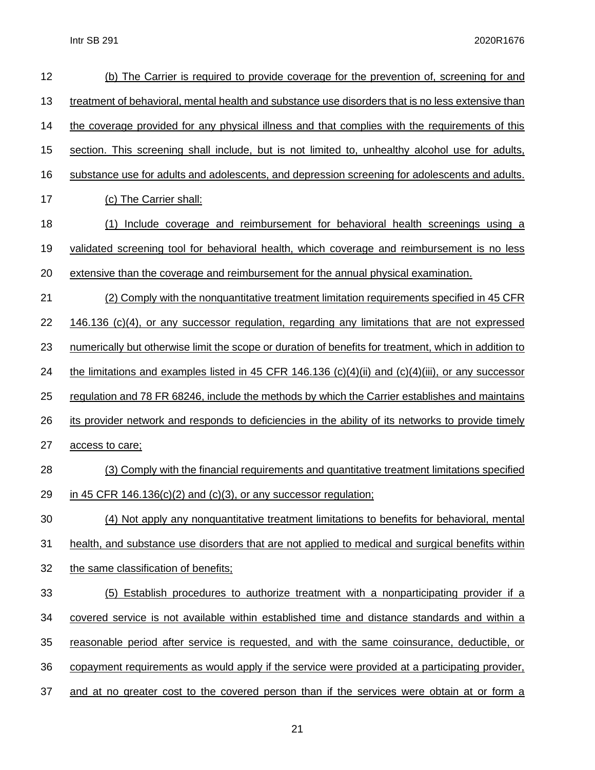(b) The Carrier is required to provide coverage for the prevention of, screening for and treatment of behavioral, mental health and substance use disorders that is no less extensive than the coverage provided for any physical illness and that complies with the requirements of this section. This screening shall include, but is not limited to, unhealthy alcohol use for adults, substance use for adults and adolescents, and depression screening for adolescents and adults.

(c) The Carrier shall:

(1) Include coverage and reimbursement for behavioral health screenings using a validated screening tool for behavioral health, which coverage and reimbursement is no less extensive than the coverage and reimbursement for the annual physical examination.

(2) Comply with the nonquantitative treatment limitation requirements specified in 45 CFR 146.136 (c)(4), or any successor regulation, regarding any limitations that are not expressed numerically but otherwise limit the scope or duration of benefits for treatment, which in addition to the limitations and examples listed in 45 CFR 146.136 (c)(4)(ii) and (c)(4)(iii), or any successor regulation and 78 FR 68246, include the methods by which the Carrier establishes and maintains its provider network and responds to deficiencies in the ability of its networks to provide timely access to care;

(3) Comply with the financial requirements and quantitative treatment limitations specified in 45 CFR 146.136(c)(2) and (c)(3), or any successor regulation;

(4) Not apply any nonquantitative treatment limitations to benefits for behavioral, mental health, and substance use disorders that are not applied to medical and surgical benefits within the same classification of benefits;

(5) Establish procedures to authorize treatment with a nonparticipating provider if a covered service is not available within established time and distance standards and within a reasonable period after service is requested, and with the same coinsurance, deductible, or copayment requirements as would apply if the service were provided at a participating provider, and at no greater cost to the covered person than if the services were obtain at or form a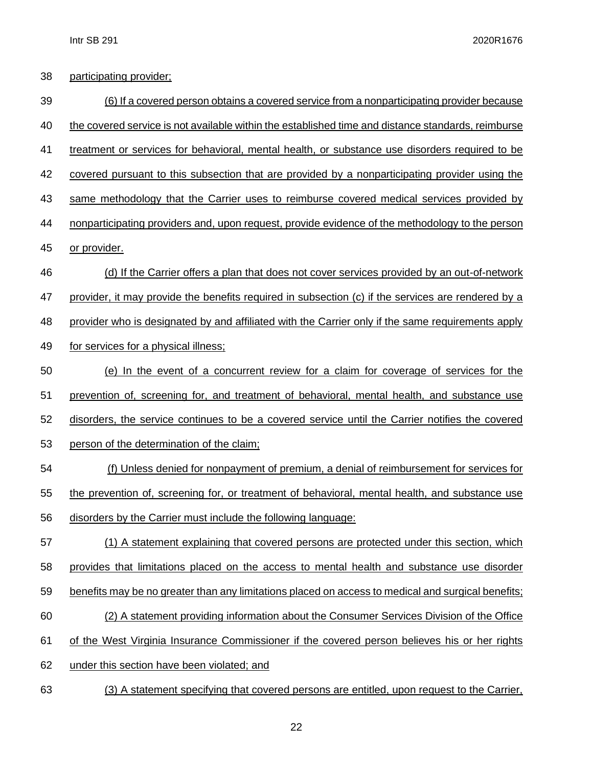participating provider;

(6) If a covered person obtains a covered service from a nonparticipating provider because the covered service is not available within the established time and distance standards, reimburse treatment or services for behavioral, mental health, or substance use disorders required to be covered pursuant to this subsection that are provided by a nonparticipating provider using the same methodology that the Carrier uses to reimburse covered medical services provided by nonparticipating providers and, upon request, provide evidence of the methodology to the person or provider.

(d) If the Carrier offers a plan that does not cover services provided by an out-of-network provider, it may provide the benefits required in subsection (c) if the services are rendered by a provider who is designated by and affiliated with the Carrier only if the same requirements apply for services for a physical illness;

(e) In the event of a concurrent review for a claim for coverage of services for the prevention of, screening for, and treatment of behavioral, mental health, and substance use disorders, the service continues to be a covered service until the Carrier notifies the covered person of the determination of the claim;

(f) Unless denied for nonpayment of premium, a denial of reimbursement for services for the prevention of, screening for, or treatment of behavioral, mental health, and substance use disorders by the Carrier must include the following language:

(1) A statement explaining that covered persons are protected under this section, which provides that limitations placed on the access to mental health and substance use disorder benefits may be no greater than any limitations placed on access to medical and surgical benefits;

(2) A statement providing information about the Consumer Services Division of the Office of the West Virginia Insurance Commissioner if the covered person believes his or her rights under this section have been violated; and

(3) A statement specifying that covered persons are entitled, upon request to the Carrier,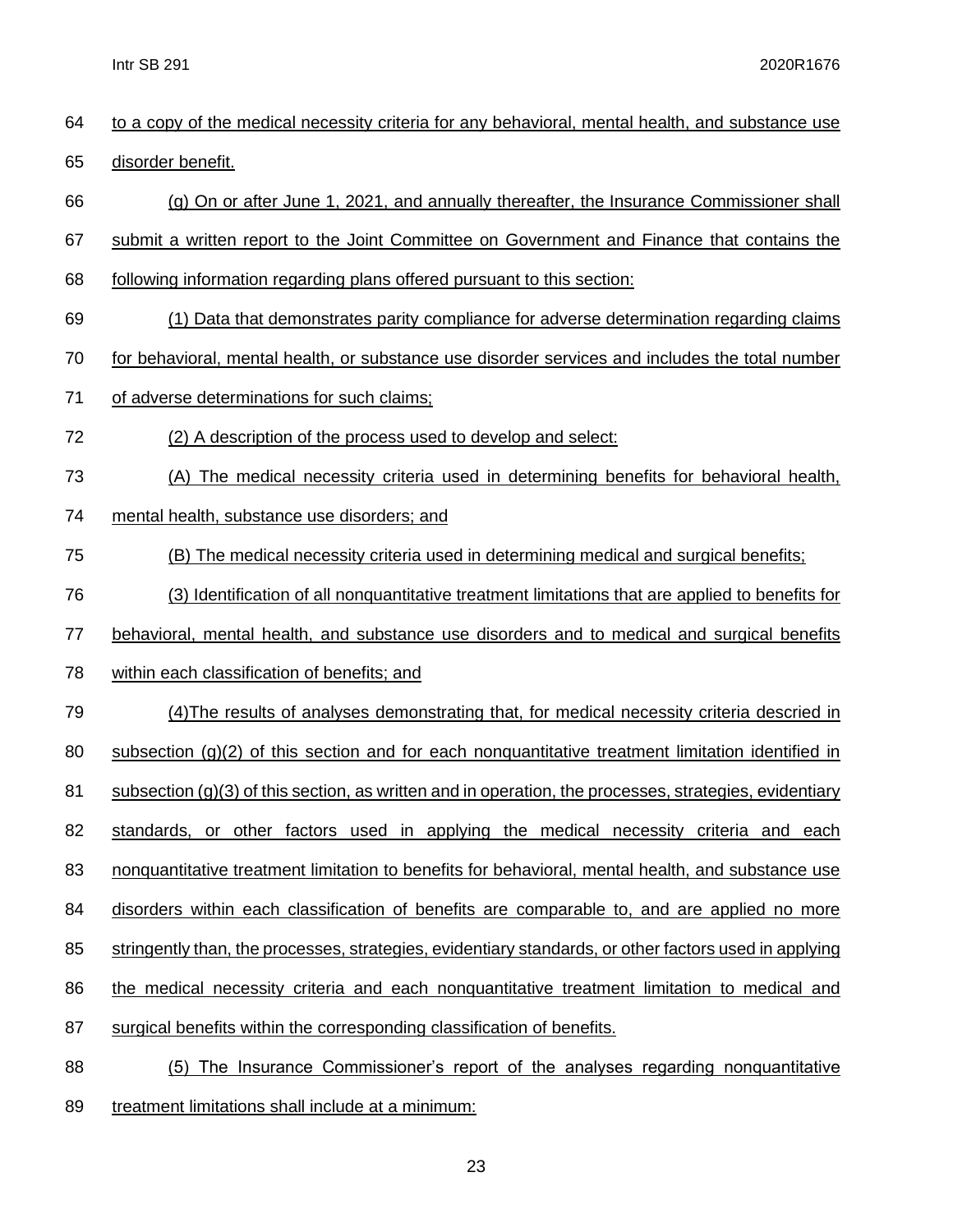to a copy of the medical necessity criteria for any behavioral, mental health, and substance use disorder benefit.

(g) On or after June 1, 2021, and annually thereafter, the Insurance Commissioner shall submit a written report to the Joint Committee on Government and Finance that contains the following information regarding plans offered pursuant to this section:

(1) Data that demonstrates parity compliance for adverse determination regarding claims for behavioral, mental health, or substance use disorder services and includes the total number of adverse determinations for such claims;

(2) A description of the process used to develop and select:

(A) The medical necessity criteria used in determining benefits for behavioral health, mental health, substance use disorders; and

(B) The medical necessity criteria used in determining medical and surgical benefits;

(3) Identification of all nonquantitative treatment limitations that are applied to benefits for behavioral, mental health, and substance use disorders and to medical and surgical benefits within each classification of benefits; and

(4)The results of analyses demonstrating that, for medical necessity criteria descried in subsection (g)(2) of this section and for each nonquantitative treatment limitation identified in subsection (g)(3) of this section, as written and in operation, the processes, strategies, evidentiary standards, or other factors used in applying the medical necessity criteria and each nonquantitative treatment limitation to benefits for behavioral, mental health, and substance use disorders within each classification of benefits are comparable to, and are applied no more stringently than, the processes, strategies, evidentiary standards, or other factors used in applying the medical necessity criteria and each nonquantitative treatment limitation to medical and surgical benefits within the corresponding classification of benefits.

(5) The Insurance Commissioner's report of the analyses regarding nonquantitative treatment limitations shall include at a minimum: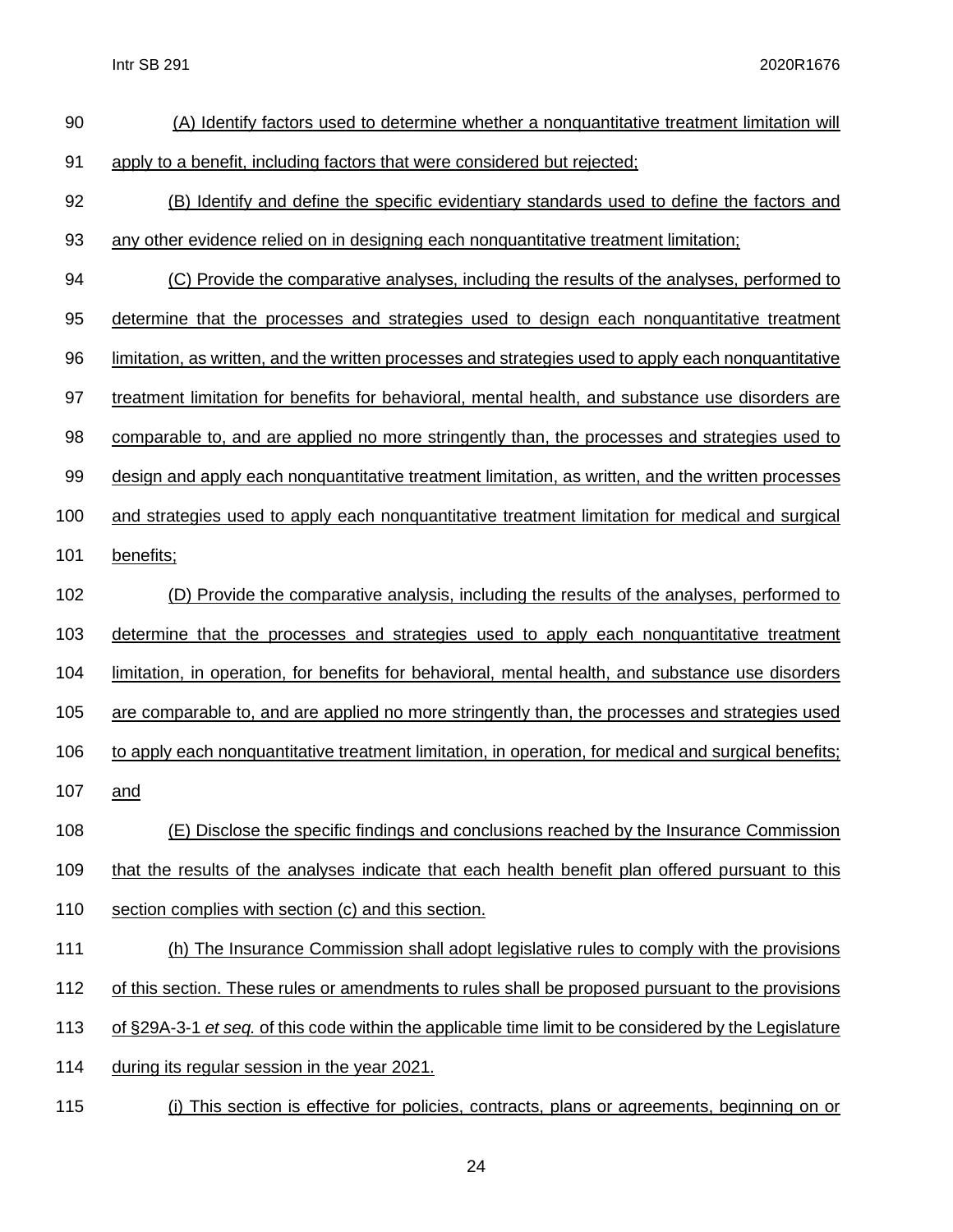(A) Identify factors used to determine whether a nonquantitative treatment limitation will apply to a benefit, including factors that were considered but rejected;

(B) Identify and define the specific evidentiary standards used to define the factors and any other evidence relied on in designing each nonquantitative treatment limitation;

(C) Provide the comparative analyses, including the results of the analyses, performed to determine that the processes and strategies used to design each nonquantitative treatment limitation, as written, and the written processes and strategies used to apply each nonquantitative treatment limitation for benefits for behavioral, mental health, and substance use disorders are comparable to, and are applied no more stringently than, the processes and strategies used to design and apply each nonquantitative treatment limitation, as written, and the written processes and strategies used to apply each nonquantitative treatment limitation for medical and surgical benefits;

(D) Provide the comparative analysis, including the results of the analyses, performed to determine that the processes and strategies used to apply each nonquantitative treatment limitation, in operation, for benefits for behavioral, mental health, and substance use disorders are comparable to, and are applied no more stringently than, the processes and strategies used to apply each nonquantitative treatment limitation, in operation, for medical and surgical benefits; and

(E) Disclose the specific findings and conclusions reached by the Insurance Commission that the results of the analyses indicate that each health benefit plan offered pursuant to this section complies with section (c) and this section.

(h) The Insurance Commission shall adopt legislative rules to comply with the provisions of this section. These rules or amendments to rules shall be proposed pursuant to the provisions of §29A-3-1 *et seq.* of this code within the applicable time limit to be considered by the Legislature during its regular session in the year 2021.

(i) This section is effective for policies, contracts, plans or agreements, beginning on or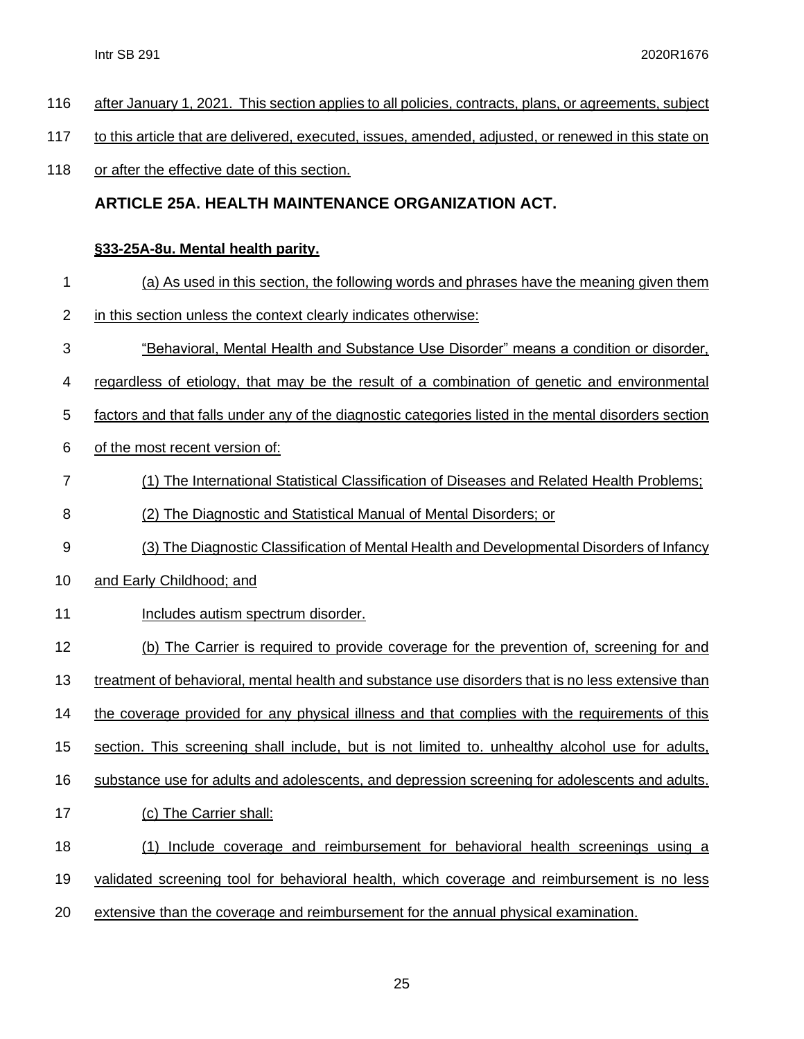after January 1, 2021. This section applies to all policies, contracts, plans, or agreements, subject to this article that are delivered, executed, issues, amended, adjusted, or renewed in this state on or after the effective date of this section.

## ARTICLE 25A. HEALTH MAINTENANCE ORGANIZATION ACT.

### §33-25A-8u. Mental health parity.

(a) As used in this section, the following words and phrases have the meaning given them in this section unless the context clearly indicates otherwise:

"Behavioral, Mental Health and Substance Use Disorder" means a condition or disorder, regardless of etiology, that may be the result of a combination of genetic and environmental factors and that falls under any of the diagnostic categories listed in the mental disorders section of the most recent version of:

(1) The International Statistical Classification of Diseases and Related Health Problems;

(2) The Diagnostic and Statistical Manual of Mental Disorders; or

(3) The Diagnostic Classification of Mental Health and Developmental Disorders of Infancy and Early Childhood; and

Includes autism spectrum disorder.

(b) The Carrier is required to provide coverage for the prevention of, screening for and treatment of behavioral, mental health and substance use disorders that is no less extensive than the coverage provided for any physical illness and that complies with the requirements of this section. This screening shall include, but is not limited to. unhealthy alcohol use for adults, substance use for adults and adolescents, and depression screening for adolescents and adults.

(c) The Carrier shall:

(1) Include coverage and reimbursement for behavioral health screenings using a validated screening tool for behavioral health, which coverage and reimbursement is no less extensive than the coverage and reimbursement for the annual physical examination.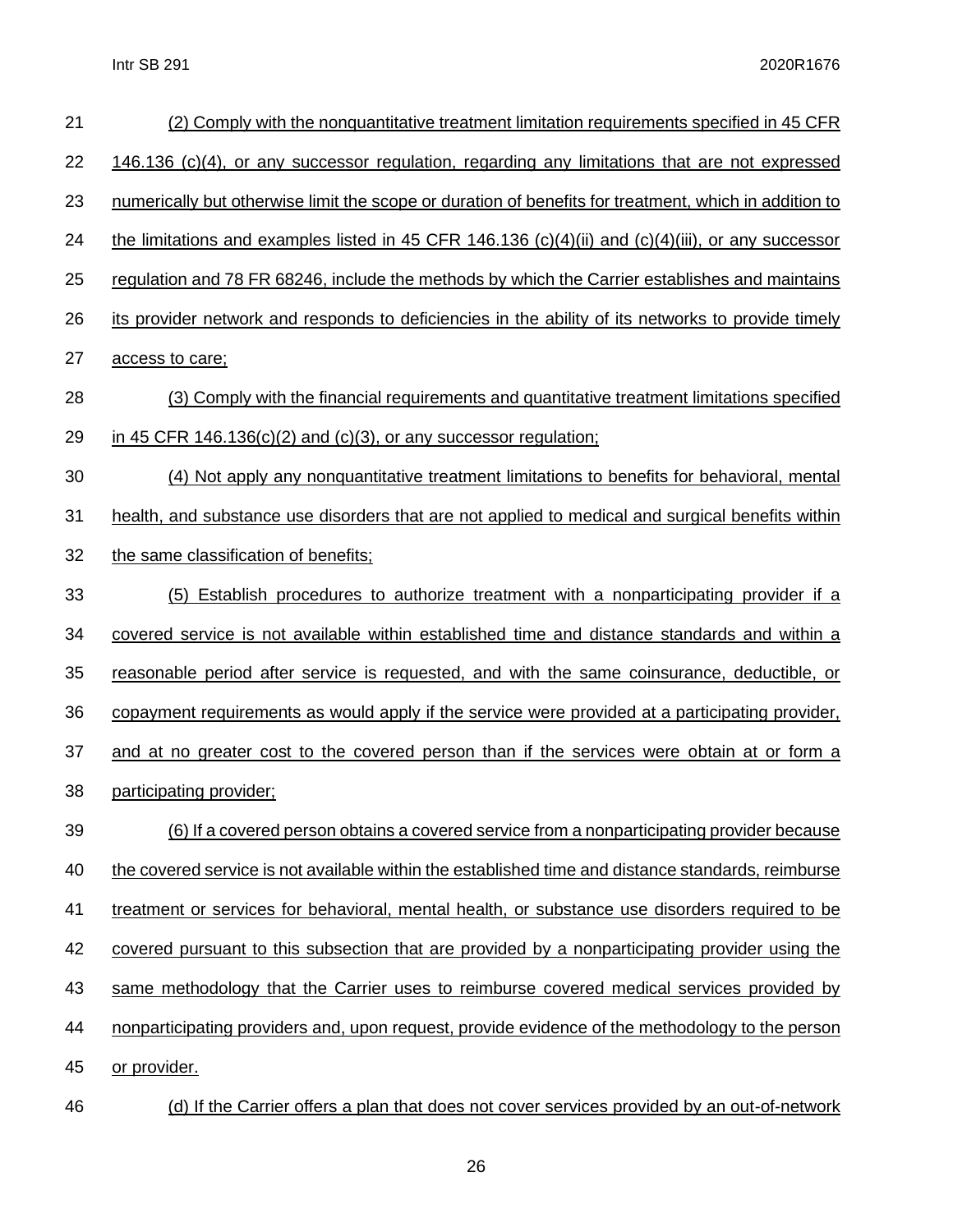(2) Comply with the nonquantitative treatment limitation requirements specified in 45 CFR 146.136 (c)(4), or any successor regulation, regarding any limitations that are not expressed numerically but otherwise limit the scope or duration of benefits for treatment, which in addition to the limitations and examples listed in 45 CFR 146.136 (c)(4)(ii) and (c)(4)(iii), or any successor regulation and 78 FR 68246, include the methods by which the Carrier establishes and maintains its provider network and responds to deficiencies in the ability of its networks to provide timely access to care;

(3) Comply with the financial requirements and quantitative treatment limitations specified in 45 CFR 146.136(c)(2) and (c)(3), or any successor regulation;

(4) Not apply any nonquantitative treatment limitations to benefits for behavioral, mental health, and substance use disorders that are not applied to medical and surgical benefits within the same classification of benefits;

(5) Establish procedures to authorize treatment with a nonparticipating provider if a covered service is not available within established time and distance standards and within a reasonable period after service is requested, and with the same coinsurance, deductible, or copayment requirements as would apply if the service were provided at a participating provider, and at no greater cost to the covered person than if the services were obtain at or form a participating provider;

(6) If a covered person obtains a covered service from a nonparticipating provider because the covered service is not available within the established time and distance standards, reimburse treatment or services for behavioral, mental health, or substance use disorders required to be covered pursuant to this subsection that are provided by a nonparticipating provider using the same methodology that the Carrier uses to reimburse covered medical services provided by nonparticipating providers and, upon request, provide evidence of the methodology to the person or provider.

(d) If the Carrier offers a plan that does not cover services provided by an out-of-network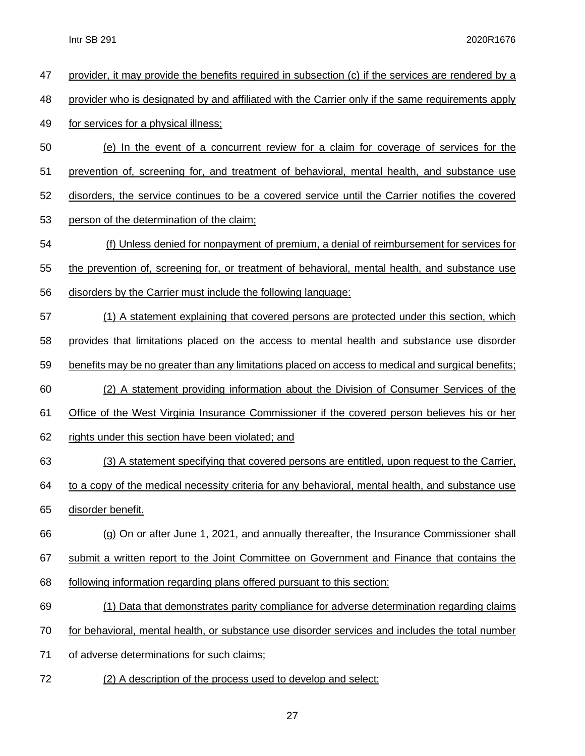provider, it may provide the benefits required in subsection (c) if the services are rendered by a provider who is designated by and affiliated with the Carrier only if the same requirements apply for services for a physical illness;

(e) In the event of a concurrent review for a claim for coverage of services for the prevention of, screening for, and treatment of behavioral, mental health, and substance use disorders, the service continues to be a covered service until the Carrier notifies the covered person of the determination of the claim;

(f) Unless denied for nonpayment of premium, a denial of reimbursement for services for the prevention of, screening for, or treatment of behavioral, mental health, and substance use disorders by the Carrier must include the following language:

(1) A statement explaining that covered persons are protected under this section, which provides that limitations placed on the access to mental health and substance use disorder benefits may be no greater than any limitations placed on access to medical and surgical benefits;

(2) A statement providing information about the Division of Consumer Services of the Office of the West Virginia Insurance Commissioner if the covered person believes his or her rights under this section have been violated; and

(3) A statement specifying that covered persons are entitled, upon request to the Carrier, to a copy of the medical necessity criteria for any behavioral, mental health, and substance use disorder benefit.

(g) On or after June 1, 2021, and annually thereafter, the Insurance Commissioner shall submit a written report to the Joint Committee on Government and Finance that contains the following information regarding plans offered pursuant to this section:

(1) Data that demonstrates parity compliance for adverse determination regarding claims for behavioral, mental health, or substance use disorder services and includes the total number of adverse determinations for such claims;

(2) A description of the process used to develop and select: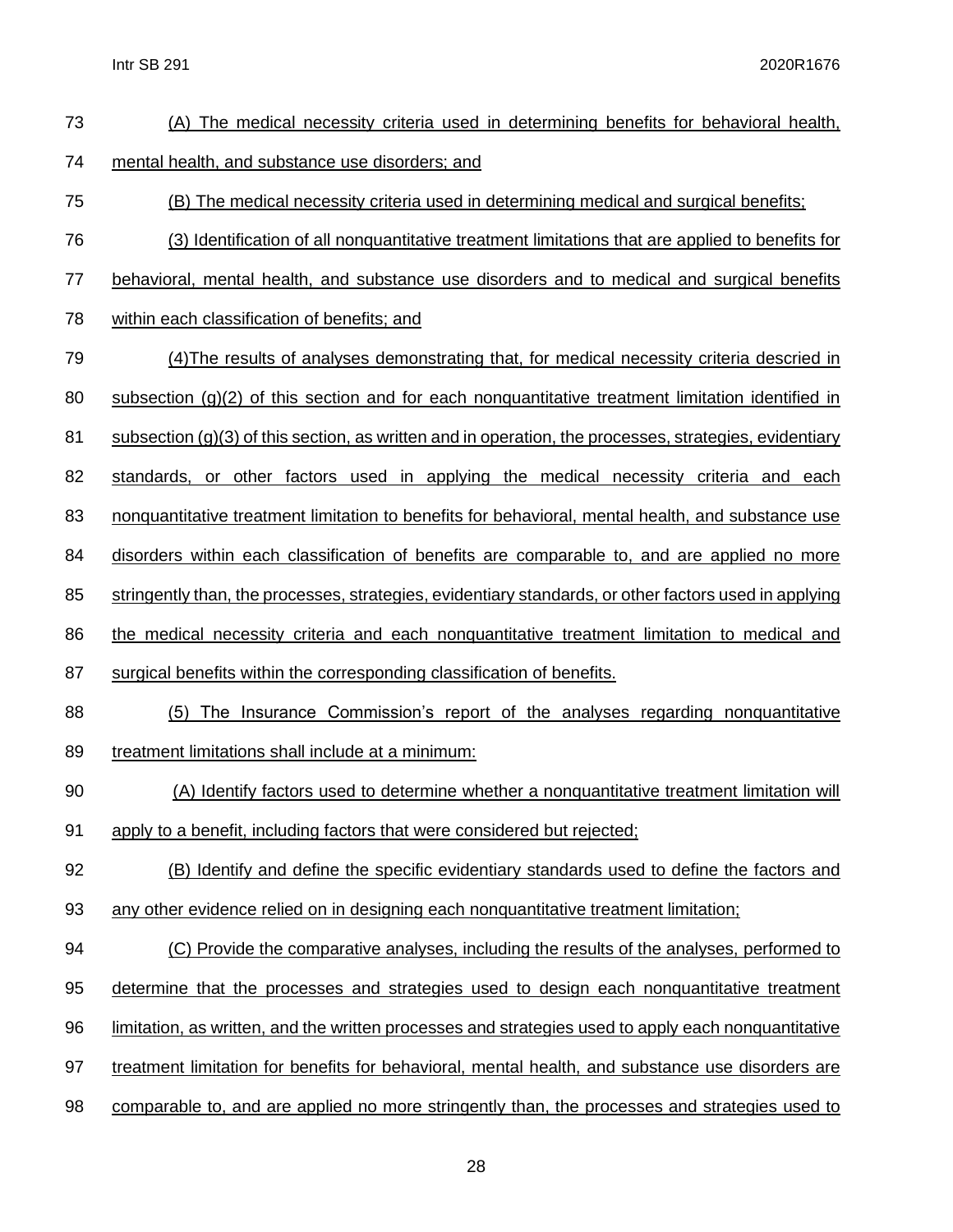(A) The medical necessity criteria used in determining benefits for behavioral health, mental health, and substance use disorders; and

(B) The medical necessity criteria used in determining medical and surgical benefits;

(3) Identification of all nonquantitative treatment limitations that are applied to benefits for behavioral, mental health, and substance use disorders and to medical and surgical benefits within each classification of benefits; and

(4)The results of analyses demonstrating that, for medical necessity criteria descried in subsection (g)(2) of this section and for each nonquantitative treatment limitation identified in subsection (g)(3) of this section, as written and in operation, the processes, strategies, evidentiary standards, or other factors used in applying the medical necessity criteria and each nonquantitative treatment limitation to benefits for behavioral, mental health, and substance use disorders within each classification of benefits are comparable to, and are applied no more stringently than, the processes, strategies, evidentiary standards, or other factors used in applying the medical necessity criteria and each nonquantitative treatment limitation to medical and surgical benefits within the corresponding classification of benefits.

(5) The Insurance Commission's report of the analyses regarding nonquantitative treatment limitations shall include at a minimum:

(A) Identify factors used to determine whether a nonquantitative treatment limitation will apply to a benefit, including factors that were considered but rejected;

(B) Identify and define the specific evidentiary standards used to define the factors and any other evidence relied on in designing each nonquantitative treatment limitation;

(C) Provide the comparative analyses, including the results of the analyses, performed to determine that the processes and strategies used to design each nonquantitative treatment limitation, as written, and the written processes and strategies used to apply each nonquantitative treatment limitation for benefits for behavioral, mental health, and substance use disorders are comparable to, and are applied no more stringently than, the processes and strategies used to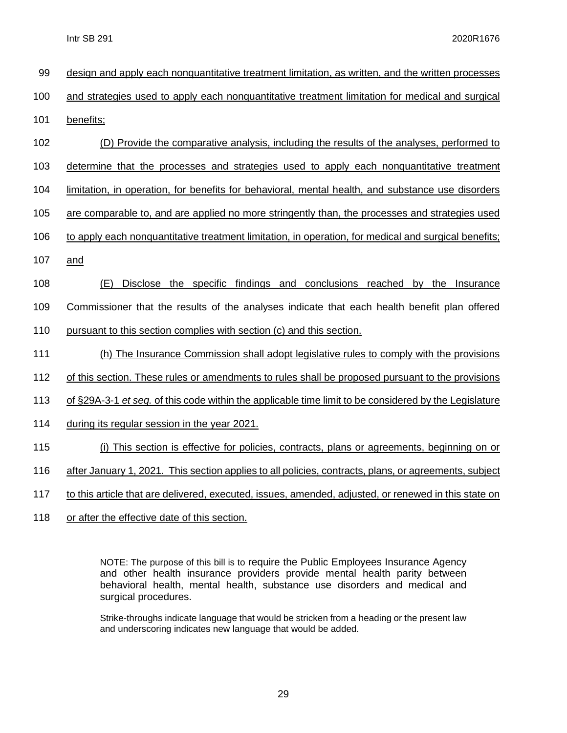design and apply each nonquantitative treatment limitation, as written, and the written processes and strategies used to apply each nonquantitative treatment limitation for medical and surgical benefits;

(D) Provide the comparative analysis, including the results of the analyses, performed to determine that the processes and strategies used to apply each nonquantitative treatment limitation, in operation, for benefits for behavioral, mental health, and substance use disorders are comparable to, and are applied no more stringently than, the processes and strategies used to apply each nonquantitative treatment limitation, in operation, for medical and surgical benefits; and

(E) Disclose the specific findings and conclusions reached by the Insurance Commissioner that the results of the analyses indicate that each health benefit plan offered pursuant to this section complies with section (c) and this section.

(h) The Insurance Commission shall adopt legislative rules to comply with the provisions of this section. These rules or amendments to rules shall be proposed pursuant to the provisions of §29A-3-1 *et seq.* of this code within the applicable time limit to be considered by the Legislature during its regular session in the year 2021.

(i) This section is effective for policies, contracts, plans or agreements, beginning on or after January 1, 2021. This section applies to all policies, contracts, plans, or agreements, subject to this article that are delivered, executed, issues, amended, adjusted, or renewed in this state on or after the effective date of this section.

NOTE: The purpose of this bill is to require the Public Employees Insurance Agency and other health insurance providers provide mental health parity between behavioral health, mental health, substance use disorders and medical and surgical procedures.

Strike-throughs indicate language that would be stricken from a heading or the present law and underscoring indicates new language that would be added.